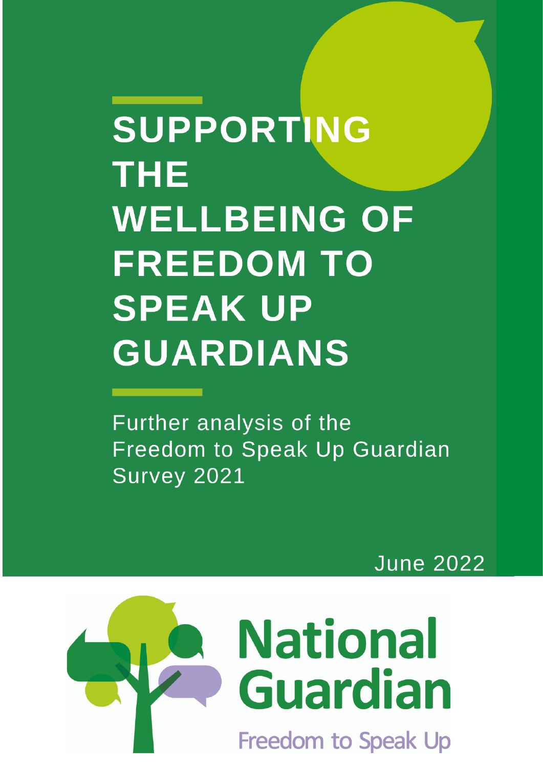# SUPPORTING THE WELLBEING OF FREEDOM TO SPEAK UP GUARDIANS

Further analysis of the Freedom to Speak Up Guardian Survey 2021

June 2022

National Guardian

Freedom to Speak Up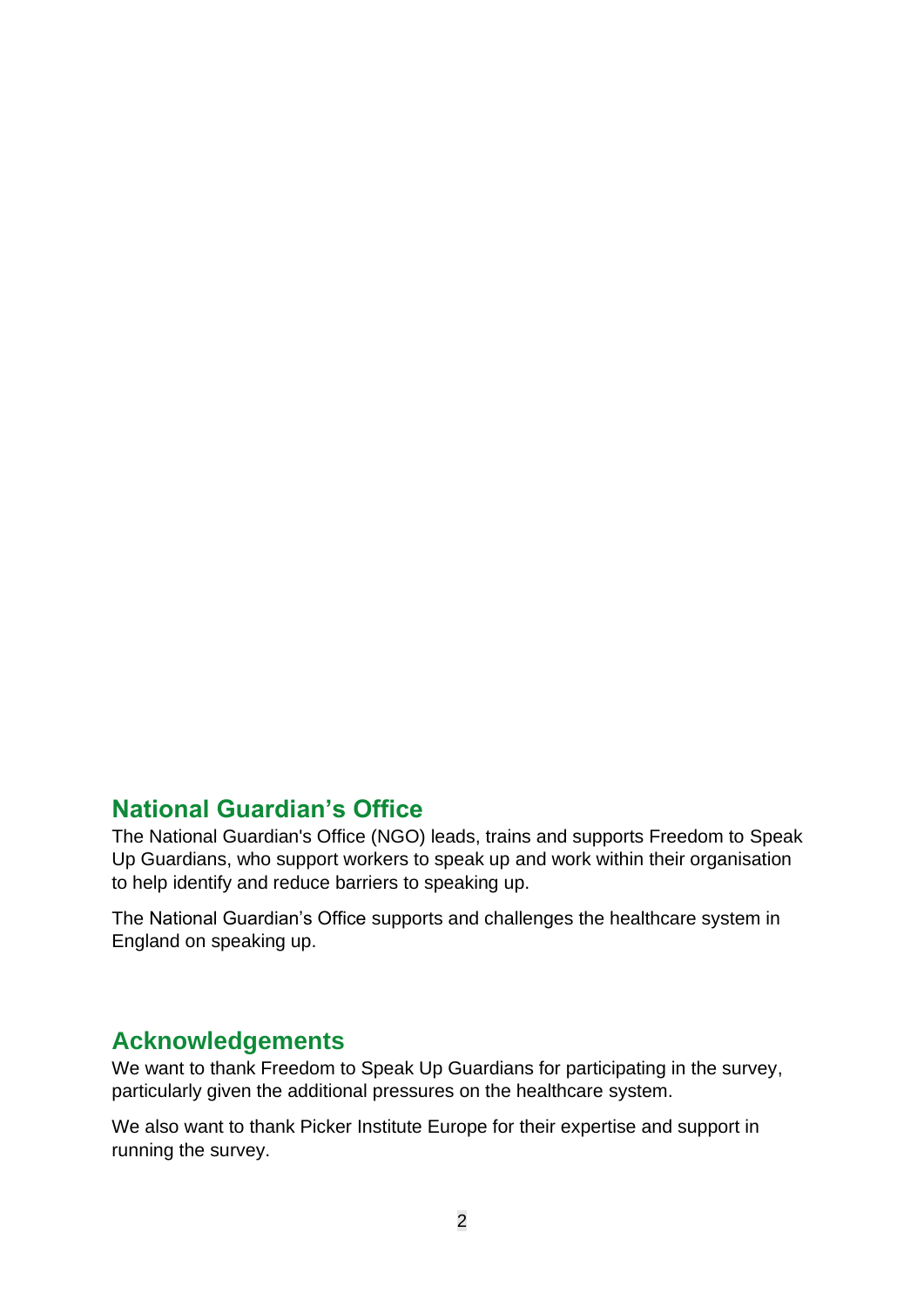## National Guardian's Office

The National Guardian's Office (NGO) leads, trains and supports Freedom to Speak Up Guardians, who support workers to speak up and work within their organisation to help identify and reduce barriers to speaking up.

The National Guardian's Office supports and challenges the healthcare system in England on speaking up.

## Acknowledgements

We want to thank Freedom to Speak Up Guardians for participating in the survey, particularly given the additional pressures on the healthcare system.

We also want to thank Picker Institute Europe for their expertise and support in running the survey.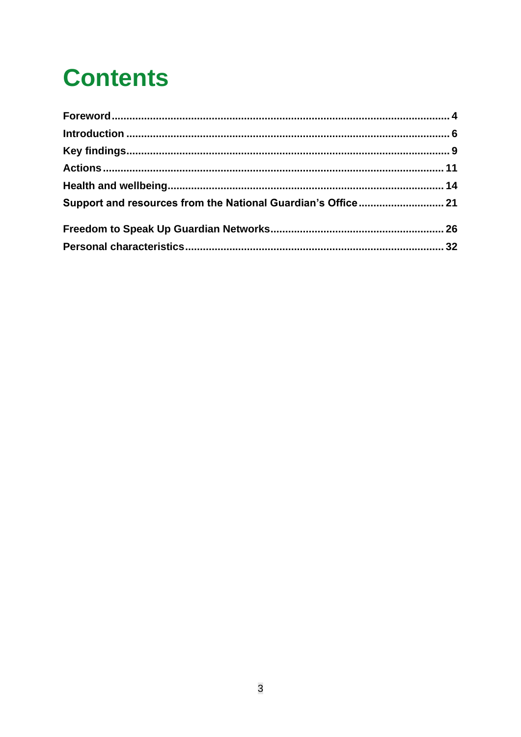# Contents

**Foreword ..... 4**

**Introduction ..... 6**

**Key findings ..... 9**

**Actions ..... 11**

**Health and wellbeing ..... 14**

**Support and resources from the National Guardian's Office ..... 21**

**Freedom to Speak Up Guardian Networks ..... 26**

**Personal characteristics ..... 32**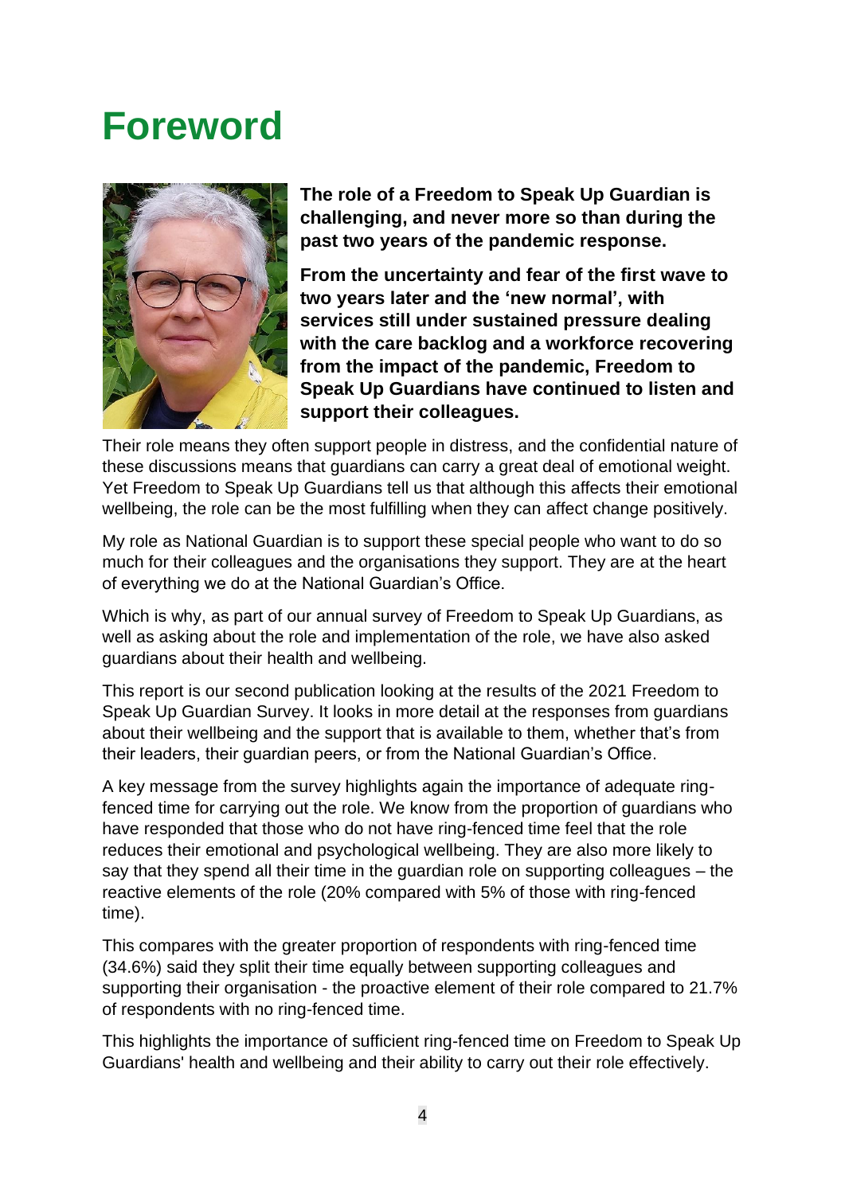# Foreword

**The role of a Freedom to Speak Up Guardian is challenging, and never more so than during the past two years of the pandemic response.**

**From the uncertainty and fear of the first wave to two years later and the 'new normal', with services still under sustained pressure dealing with the care backlog and a workforce recovering from the impact of the pandemic, Freedom to Speak Up Guardians have continued to listen and support their colleagues.**

Their role means they often support people in distress, and the confidential nature of these discussions means that guardians can carry a great deal of emotional weight. Yet Freedom to Speak Up Guardians tell us that although this affects their emotional wellbeing, the role can be the most fulfilling when they can affect change positively.

My role as National Guardian is to support these special people who want to do so much for their colleagues and the organisations they support. They are at the heart of everything we do at the National Guardian's Office.

Which is why, as part of our annual survey of Freedom to Speak Up Guardians, as well as asking about the role and implementation of the role, we have also asked guardians about their health and wellbeing.

This report is our second publication looking at the results of the 2021 Freedom to Speak Up Guardian Survey. It looks in more detail at the responses from guardians about their wellbeing and the support that is available to them, whether that's from their leaders, their guardian peers, or from the National Guardian's Office.

A key message from the survey highlights again the importance of adequate ring-fenced time for carrying out the role. We know from the proportion of guardians who have responded that those who do not have ring-fenced time feel that the role reduces their emotional and psychological wellbeing. They are also more likely to say that they spend all their time in the guardian role on supporting colleagues – the reactive elements of the role (20% compared with 5% of those with ring-fenced time).

This compares with the greater proportion of respondents with ring-fenced time (34.6%) said they split their time equally between supporting colleagues and supporting their organisation - the proactive element of their role compared to 21.7% of respondents with no ring-fenced time.

This highlights the importance of sufficient ring-fenced time on Freedom to Speak Up Guardians' health and wellbeing and their ability to carry out their role effectively.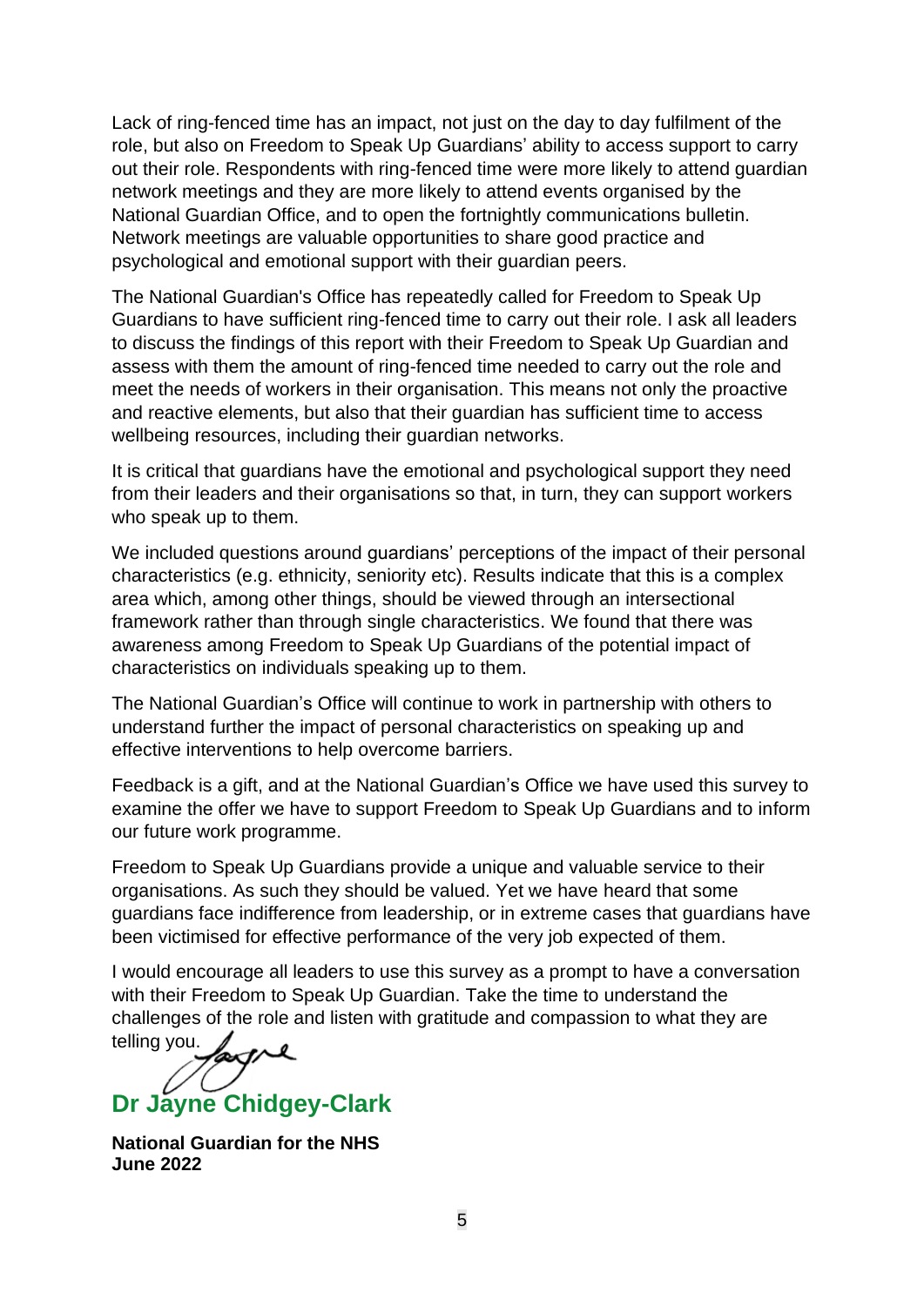Lack of ring-fenced time has an impact, not just on the day to day fulfilment of the role, but also on Freedom to Speak Up Guardians' ability to access support to carry out their role. Respondents with ring-fenced time were more likely to attend guardian network meetings and they are more likely to attend events organised by the National Guardian Office, and to open the fortnightly communications bulletin. Network meetings are valuable opportunities to share good practice and psychological and emotional support with their guardian peers.

The National Guardian's Office has repeatedly called for Freedom to Speak Up Guardians to have sufficient ring-fenced time to carry out their role. I ask all leaders to discuss the findings of this report with their Freedom to Speak Up Guardian and assess with them the amount of ring-fenced time needed to carry out the role and meet the needs of workers in their organisation. This means not only the proactive and reactive elements, but also that their guardian has sufficient time to access wellbeing resources, including their guardian networks.

It is critical that guardians have the emotional and psychological support they need from their leaders and their organisations so that, in turn, they can support workers who speak up to them.

We included questions around guardians' perceptions of the impact of their personal characteristics (e.g. ethnicity, seniority etc). Results indicate that this is a complex area which, among other things, should be viewed through an intersectional framework rather than through single characteristics. We found that there was awareness among Freedom to Speak Up Guardians of the potential impact of characteristics on individuals speaking up to them.

The National Guardian's Office will continue to work in partnership with others to understand further the impact of personal characteristics on speaking up and effective interventions to help overcome barriers.

Feedback is a gift, and at the National Guardian's Office we have used this survey to examine the offer we have to support Freedom to Speak Up Guardians and to inform our future work programme.

Freedom to Speak Up Guardians provide a unique and valuable service to their organisations. As such they should be valued. Yet we have heard that some guardians face indifference from leadership, or in extreme cases that guardians have been victimised for effective performance of the very job expected of them.

I would encourage all leaders to use this survey as a prompt to have a conversation with their Freedom to Speak Up Guardian. Take the time to understand the challenges of the role and listen with gratitude and compassion to what they are telling you.

## Dr Jayne Chidgey-Clark

**National Guardian for the NHS**
**June 2022**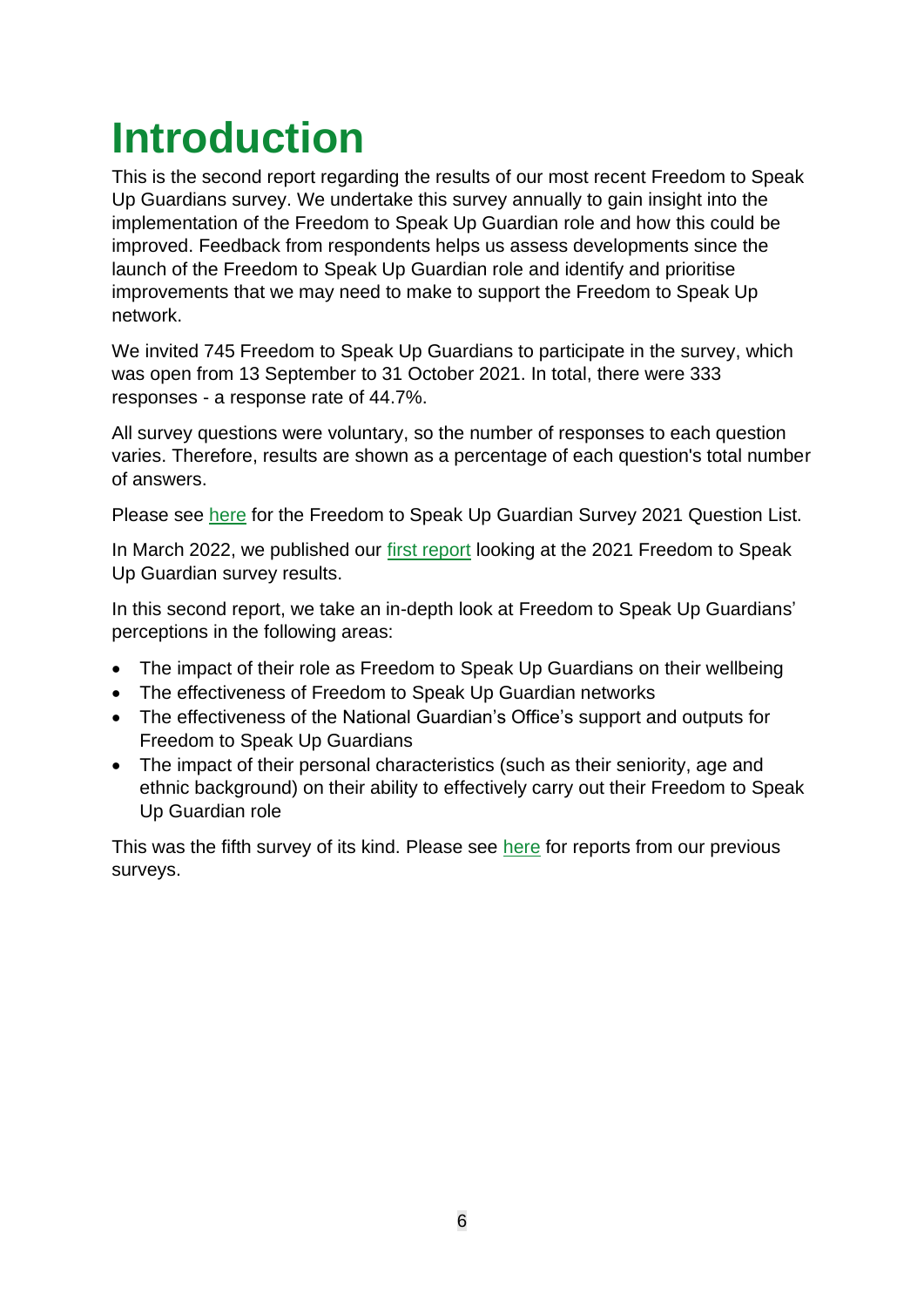# Introduction

This is the second report regarding the results of our most recent Freedom to Speak Up Guardians survey. We undertake this survey annually to gain insight into the implementation of the Freedom to Speak Up Guardian role and how this could be improved. Feedback from respondents helps us assess developments since the launch of the Freedom to Speak Up Guardian role and identify and prioritise improvements that we may need to make to support the Freedom to Speak Up network.

We invited 745 Freedom to Speak Up Guardians to participate in the survey, which was open from 13 September to 31 October 2021. In total, there were 333 responses - a response rate of 44.7%.

All survey questions were voluntary, so the number of responses to each question varies. Therefore, results are shown as a percentage of each question's total number of answers.

Please see here for the Freedom to Speak Up Guardian Survey 2021 Question List.

In March 2022, we published our first report looking at the 2021 Freedom to Speak Up Guardian survey results.

In this second report, we take an in-depth look at Freedom to Speak Up Guardians' perceptions in the following areas:

- The impact of their role as Freedom to Speak Up Guardians on their wellbeing
- The effectiveness of Freedom to Speak Up Guardian networks
- The effectiveness of the National Guardian's Office's support and outputs for Freedom to Speak Up Guardians
- The impact of their personal characteristics (such as their seniority, age and ethnic background) on their ability to effectively carry out their Freedom to Speak Up Guardian role

This was the fifth survey of its kind. Please see here for reports from our previous surveys.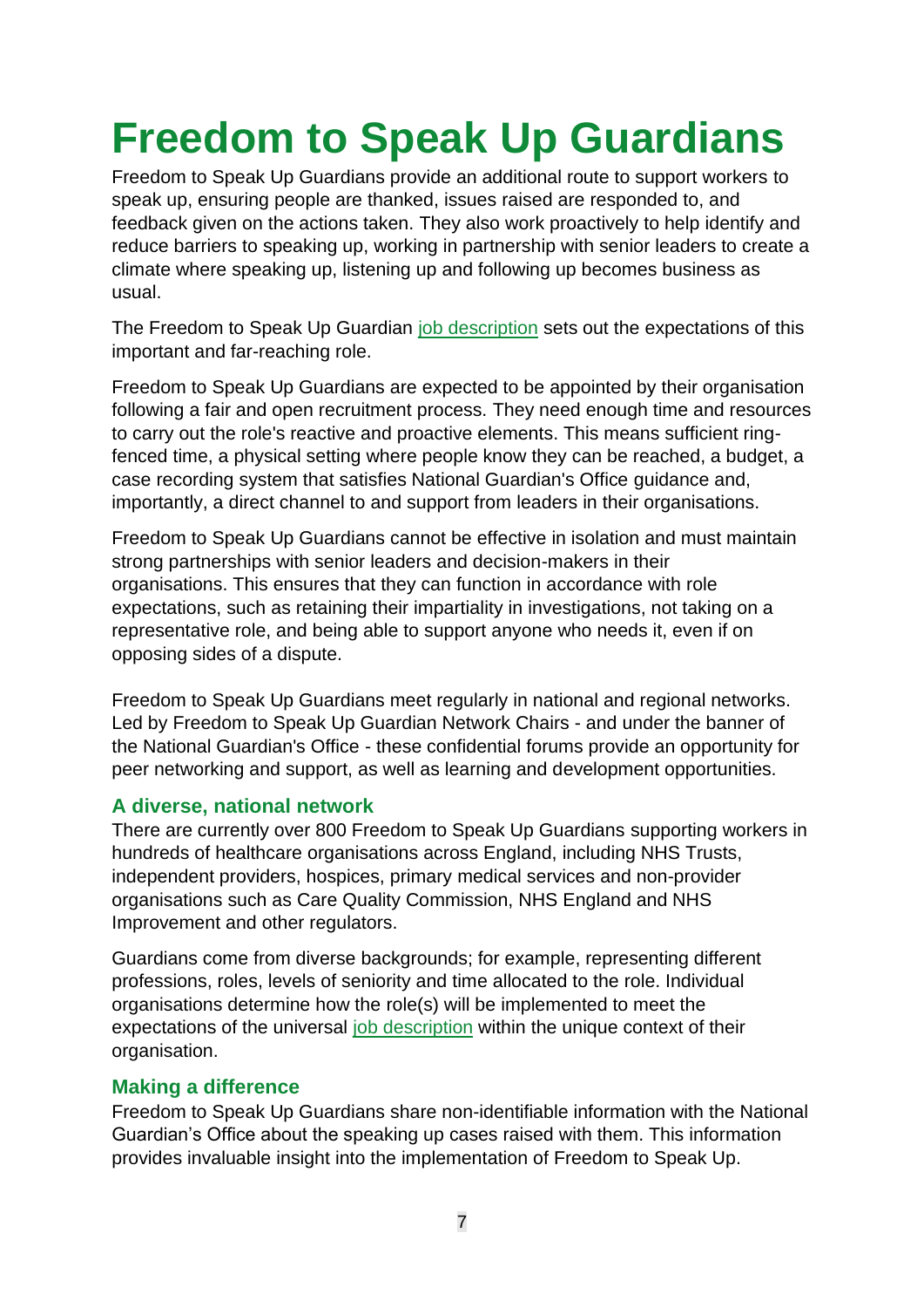# Freedom to Speak Up Guardians

Freedom to Speak Up Guardians provide an additional route to support workers to speak up, ensuring people are thanked, issues raised are responded to, and feedback given on the actions taken. They also work proactively to help identify and reduce barriers to speaking up, working in partnership with senior leaders to create a climate where speaking up, listening up and following up becomes business as usual.

The Freedom to Speak Up Guardian job description sets out the expectations of this important and far-reaching role.

Freedom to Speak Up Guardians are expected to be appointed by their organisation following a fair and open recruitment process. They need enough time and resources to carry out the role's reactive and proactive elements. This means sufficient ring-fenced time, a physical setting where people know they can be reached, a budget, a case recording system that satisfies National Guardian's Office guidance and, importantly, a direct channel to and support from leaders in their organisations.

Freedom to Speak Up Guardians cannot be effective in isolation and must maintain strong partnerships with senior leaders and decision-makers in their organisations. This ensures that they can function in accordance with role expectations, such as retaining their impartiality in investigations, not taking on a representative role, and being able to support anyone who needs it, even if on opposing sides of a dispute.

Freedom to Speak Up Guardians meet regularly in national and regional networks. Led by Freedom to Speak Up Guardian Network Chairs - and under the banner of the National Guardian's Office - these confidential forums provide an opportunity for peer networking and support, as well as learning and development opportunities.

### A diverse, national network

There are currently over 800 Freedom to Speak Up Guardians supporting workers in hundreds of healthcare organisations across England, including NHS Trusts, independent providers, hospices, primary medical services and non-provider organisations such as Care Quality Commission, NHS England and NHS Improvement and other regulators.

Guardians come from diverse backgrounds; for example, representing different professions, roles, levels of seniority and time allocated to the role. Individual organisations determine how the role(s) will be implemented to meet the expectations of the universal job description within the unique context of their organisation.

### Making a difference

Freedom to Speak Up Guardians share non-identifiable information with the National Guardian's Office about the speaking up cases raised with them. This information provides invaluable insight into the implementation of Freedom to Speak Up.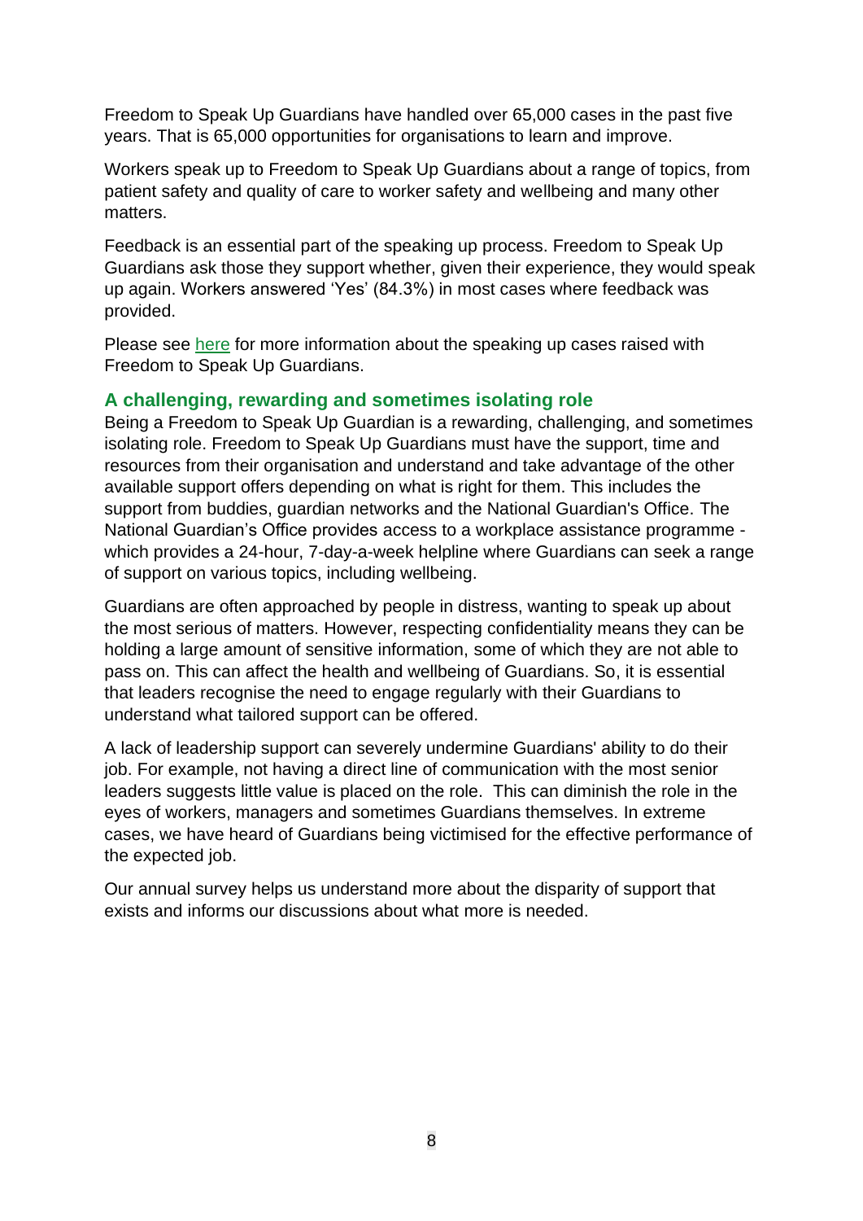Freedom to Speak Up Guardians have handled over 65,000 cases in the past five years. That is 65,000 opportunities for organisations to learn and improve.

Workers speak up to Freedom to Speak Up Guardians about a range of topics, from patient safety and quality of care to worker safety and wellbeing and many other matters.

Feedback is an essential part of the speaking up process. Freedom to Speak Up Guardians ask those they support whether, given their experience, they would speak up again. Workers answered 'Yes' (84.3%) in most cases where feedback was provided.

Please see [here] for more information about the speaking up cases raised with Freedom to Speak Up Guardians.

## A challenging, rewarding and sometimes isolating role

Being a Freedom to Speak Up Guardian is a rewarding, challenging, and sometimes isolating role. Freedom to Speak Up Guardians must have the support, time and resources from their organisation and understand and take advantage of the other available support offers depending on what is right for them. This includes the support from buddies, guardian networks and the National Guardian's Office. The National Guardian's Office provides access to a workplace assistance programme - which provides a 24-hour, 7-day-a-week helpline where Guardians can seek a range of support on various topics, including wellbeing.

Guardians are often approached by people in distress, wanting to speak up about the most serious of matters. However, respecting confidentiality means they can be holding a large amount of sensitive information, some of which they are not able to pass on. This can affect the health and wellbeing of Guardians. So, it is essential that leaders recognise the need to engage regularly with their Guardians to understand what tailored support can be offered.

A lack of leadership support can severely undermine Guardians' ability to do their job. For example, not having a direct line of communication with the most senior leaders suggests little value is placed on the role. This can diminish the role in the eyes of workers, managers and sometimes Guardians themselves. In extreme cases, we have heard of Guardians being victimised for the effective performance of the expected job.

Our annual survey helps us understand more about the disparity of support that exists and informs our discussions about what more is needed.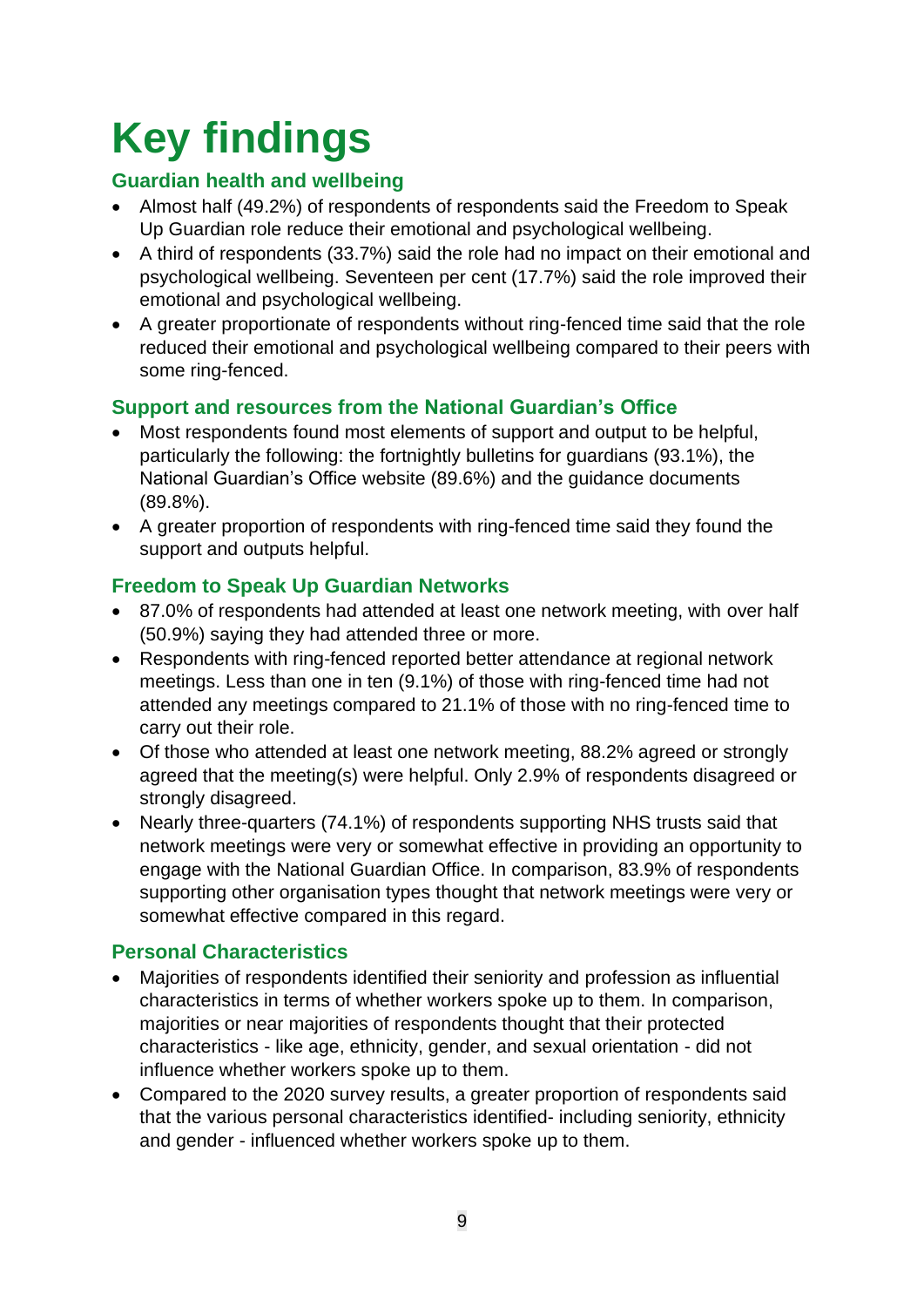# Key findings

## Guardian health and wellbeing

- Almost half (49.2%) of respondents of respondents said the Freedom to Speak Up Guardian role reduce their emotional and psychological wellbeing.
- A third of respondents (33.7%) said the role had no impact on their emotional and psychological wellbeing. Seventeen per cent (17.7%) said the role improved their emotional and psychological wellbeing.
- A greater proportionate of respondents without ring-fenced time said that the role reduced their emotional and psychological wellbeing compared to their peers with some ring-fenced.

## Support and resources from the National Guardian's Office

- Most respondents found most elements of support and output to be helpful, particularly the following: the fortnightly bulletins for guardians (93.1%), the National Guardian's Office website (89.6%) and the guidance documents (89.8%).
- A greater proportion of respondents with ring-fenced time said they found the support and outputs helpful.

## Freedom to Speak Up Guardian Networks

- 87.0% of respondents had attended at least one network meeting, with over half (50.9%) saying they had attended three or more.
- Respondents with ring-fenced reported better attendance at regional network meetings. Less than one in ten (9.1%) of those with ring-fenced time had not attended any meetings compared to 21.1% of those with no ring-fenced time to carry out their role.
- Of those who attended at least one network meeting, 88.2% agreed or strongly agreed that the meeting(s) were helpful. Only 2.9% of respondents disagreed or strongly disagreed.
- Nearly three-quarters (74.1%) of respondents supporting NHS trusts said that network meetings were very or somewhat effective in providing an opportunity to engage with the National Guardian Office. In comparison, 83.9% of respondents supporting other organisation types thought that network meetings were very or somewhat effective compared in this regard.

## Personal Characteristics

- Majorities of respondents identified their seniority and profession as influential characteristics in terms of whether workers spoke up to them. In comparison, majorities or near majorities of respondents thought that their protected characteristics - like age, ethnicity, gender, and sexual orientation - did not influence whether workers spoke up to them.
- Compared to the 2020 survey results, a greater proportion of respondents said that the various personal characteristics identified- including seniority, ethnicity and gender - influenced whether workers spoke up to them.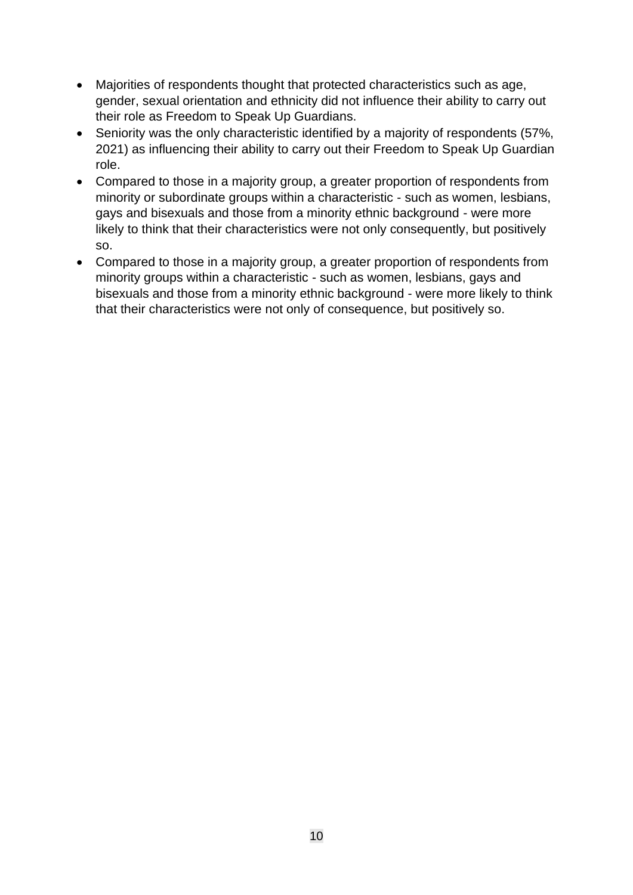- Majorities of respondents thought that protected characteristics such as age, gender, sexual orientation and ethnicity did not influence their ability to carry out their role as Freedom to Speak Up Guardians.
- Seniority was the only characteristic identified by a majority of respondents (57%, 2021) as influencing their ability to carry out their Freedom to Speak Up Guardian role.
- Compared to those in a majority group, a greater proportion of respondents from minority or subordinate groups within a characteristic - such as women, lesbians, gays and bisexuals and those from a minority ethnic background - were more likely to think that their characteristics were not only consequently, but positively so.
- Compared to those in a majority group, a greater proportion of respondents from minority groups within a characteristic - such as women, lesbians, gays and bisexuals and those from a minority ethnic background - were more likely to think that their characteristics were not only of consequence, but positively so.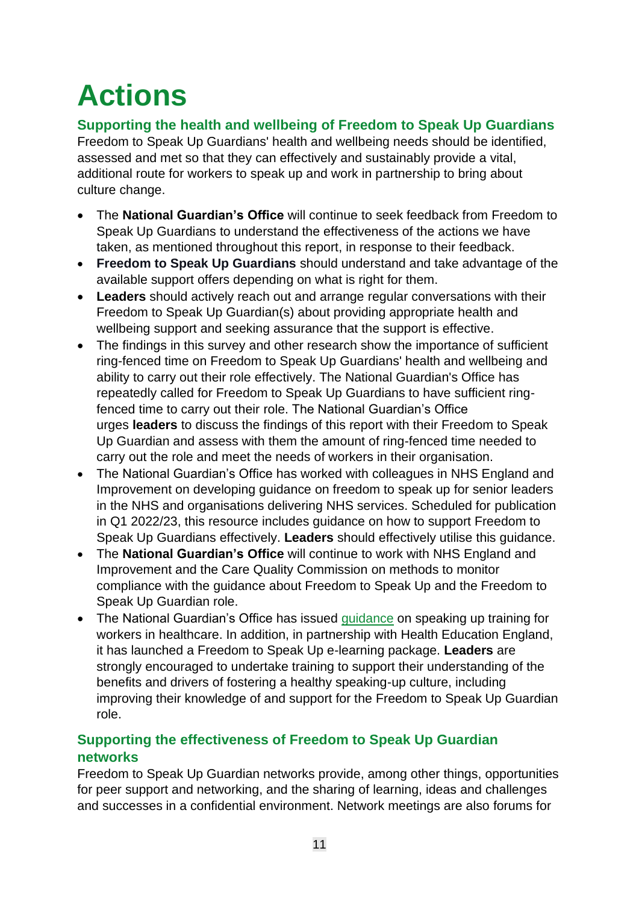# Actions

## Supporting the health and wellbeing of Freedom to Speak Up Guardians

Freedom to Speak Up Guardians' health and wellbeing needs should be identified, assessed and met so that they can effectively and sustainably provide a vital, additional route for workers to speak up and work in partnership to bring about culture change.

- The **National Guardian's Office** will continue to seek feedback from Freedom to Speak Up Guardians to understand the effectiveness of the actions we have taken, as mentioned throughout this report, in response to their feedback.
- **Freedom to Speak Up Guardians** should understand and take advantage of the available support offers depending on what is right for them.
- **Leaders** should actively reach out and arrange regular conversations with their Freedom to Speak Up Guardian(s) about providing appropriate health and wellbeing support and seeking assurance that the support is effective.
- The findings in this survey and other research show the importance of sufficient ring-fenced time on Freedom to Speak Up Guardians' health and wellbeing and ability to carry out their role effectively. The National Guardian's Office has repeatedly called for Freedom to Speak Up Guardians to have sufficient ring-fenced time to carry out their role. The National Guardian's Office urges **leaders** to discuss the findings of this report with their Freedom to Speak Up Guardian and assess with them the amount of ring-fenced time needed to carry out the role and meet the needs of workers in their organisation.
- The National Guardian's Office has worked with colleagues in NHS England and Improvement on developing guidance on freedom to speak up for senior leaders in the NHS and organisations delivering NHS services. Scheduled for publication in Q1 2022/23, this resource includes guidance on how to support Freedom to Speak Up Guardians effectively. **Leaders** should effectively utilise this guidance.
- The **National Guardian's Office** will continue to work with NHS England and Improvement and the Care Quality Commission on methods to monitor compliance with the guidance about Freedom to Speak Up and the Freedom to Speak Up Guardian role.
- The National Guardian's Office has issued guidance on speaking up training for workers in healthcare. In addition, in partnership with Health Education England, it has launched a Freedom to Speak Up e-learning package. **Leaders** are strongly encouraged to undertake training to support their understanding of the benefits and drivers of fostering a healthy speaking-up culture, including improving their knowledge of and support for the Freedom to Speak Up Guardian role.

## Supporting the effectiveness of Freedom to Speak Up Guardian networks

Freedom to Speak Up Guardian networks provide, among other things, opportunities for peer support and networking, and the sharing of learning, ideas and challenges and successes in a confidential environment. Network meetings are also forums for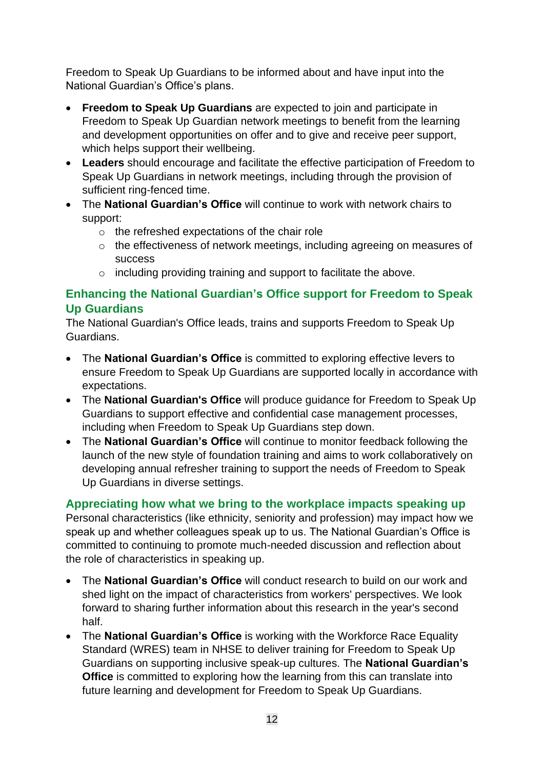Freedom to Speak Up Guardians to be informed about and have input into the National Guardian's Office's plans.

- **Freedom to Speak Up Guardians** are expected to join and participate in Freedom to Speak Up Guardian network meetings to benefit from the learning and development opportunities on offer and to give and receive peer support, which helps support their wellbeing.
- **Leaders** should encourage and facilitate the effective participation of Freedom to Speak Up Guardians in network meetings, including through the provision of sufficient ring-fenced time.
- The **National Guardian's Office** will continue to work with network chairs to support:
  - the refreshed expectations of the chair role
  - the effectiveness of network meetings, including agreeing on measures of success
  - including providing training and support to facilitate the above.

## Enhancing the National Guardian's Office support for Freedom to Speak Up Guardians

The National Guardian's Office leads, trains and supports Freedom to Speak Up Guardians.

- The **National Guardian's Office** is committed to exploring effective levers to ensure Freedom to Speak Up Guardians are supported locally in accordance with expectations.
- The **National Guardian's Office** will produce guidance for Freedom to Speak Up Guardians to support effective and confidential case management processes, including when Freedom to Speak Up Guardians step down.
- The **National Guardian's Office** will continue to monitor feedback following the launch of the new style of foundation training and aims to work collaboratively on developing annual refresher training to support the needs of Freedom to Speak Up Guardians in diverse settings.

## Appreciating how what we bring to the workplace impacts speaking up

Personal characteristics (like ethnicity, seniority and profession) may impact how we speak up and whether colleagues speak up to us. The National Guardian's Office is committed to continuing to promote much-needed discussion and reflection about the role of characteristics in speaking up.

- The **National Guardian's Office** will conduct research to build on our work and shed light on the impact of characteristics from workers' perspectives. We look forward to sharing further information about this research in the year's second half.
- The **National Guardian's Office** is working with the Workforce Race Equality Standard (WRES) team in NHSE to deliver training for Freedom to Speak Up Guardians on supporting inclusive speak-up cultures. The **National Guardian's Office** is committed to exploring how the learning from this can translate into future learning and development for Freedom to Speak Up Guardians.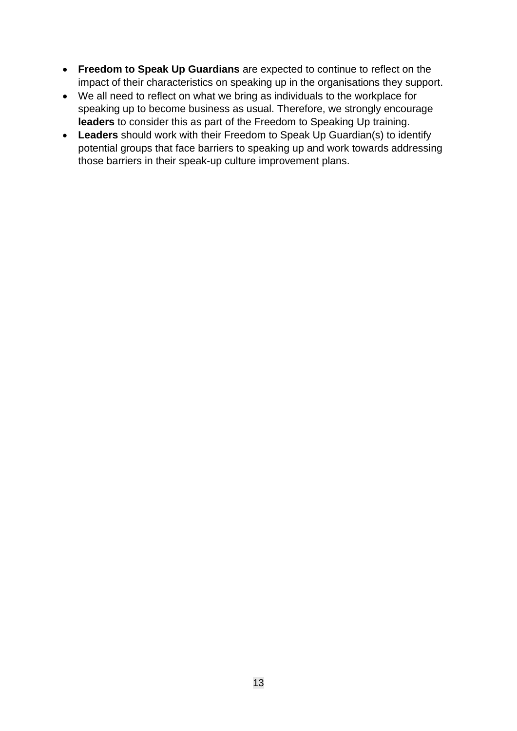- **Freedom to Speak Up Guardians** are expected to continue to reflect on the impact of their characteristics on speaking up in the organisations they support.
- We all need to reflect on what we bring as individuals to the workplace for speaking up to become business as usual. Therefore, we strongly encourage **leaders** to consider this as part of the Freedom to Speaking Up training.
- **Leaders** should work with their Freedom to Speak Up Guardian(s) to identify potential groups that face barriers to speaking up and work towards addressing those barriers in their speak-up culture improvement plans.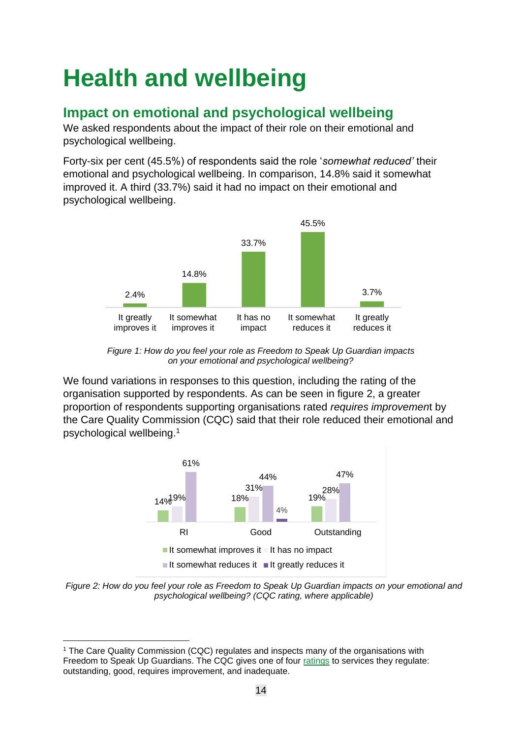# Health and wellbeing

## Impact on emotional and psychological wellbeing

We asked respondents about the impact of their role on their emotional and psychological wellbeing.

Forty-six per cent (45.5%) of respondents said the role '*somewhat reduced'* their emotional and psychological wellbeing. In comparison, 14.8% said it somewhat improved it. A third (33.7%) said it had no impact on their emotional and psychological wellbeing.

| Response | Percentage |
|---|---|
| It greatly improves it | 2.4% |
| It somewhat improves it | 14.8% |
| It has no impact | 33.7% |
| It somewhat reduces it | 45.5% |
| It greatly reduces it | 3.7% |

*Figure 1: How do you feel your role as Freedom to Speak Up Guardian impacts on your emotional and psychological wellbeing?*

We found variations in responses to this question, including the rating of the organisation supported by respondents. As can be seen in figure 2, a greater proportion of respondents supporting organisations rated *requires improvement* by the Care Quality Commission (CQC) said that their role reduced their emotional and psychological wellbeing.[1]

| CQC rating | It somewhat improves it | It has no impact | It somewhat reduces it | It greatly reduces it |
|---|---|---|---|---|
| RI | 14% | 19% | 61% | |
| Good | 18% | 31% | 44% | 4% |
| Outstanding | 19% | 28% | 47% | |

*Figure 2: How do you feel your role as Freedom to Speak Up Guardian impacts on your emotional and psychological wellbeing? (CQC rating, where applicable)*

[1] The Care Quality Commission (CQC) regulates and inspects many of the organisations with Freedom to Speak Up Guardians. The CQC gives one of four ratings to services they regulate: outstanding, good, requires improvement, and inadequate.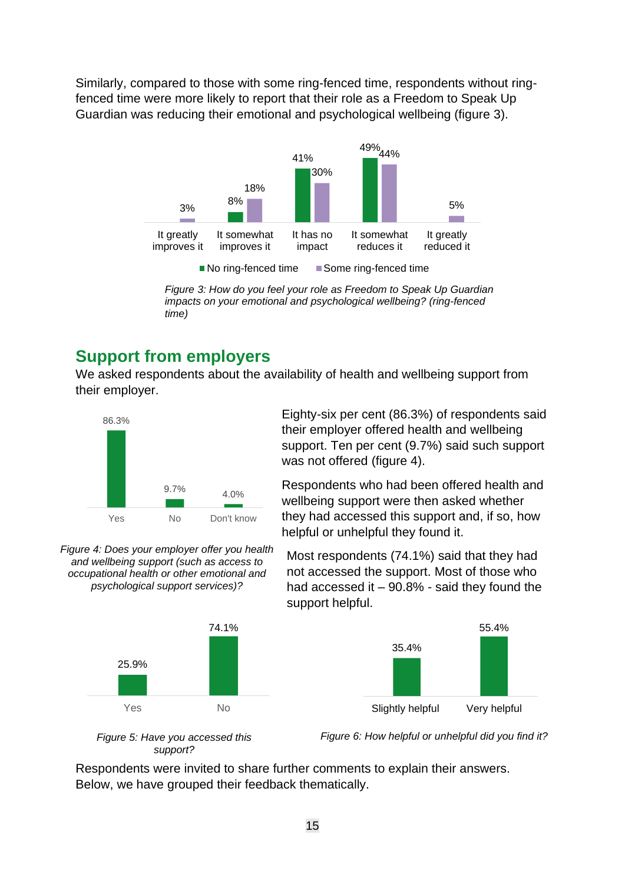Similarly, compared to those with some ring-fenced time, respondents without ring-fenced time were more likely to report that their role as a Freedom to Speak Up Guardian was reducing their emotional and psychological wellbeing (figure 3).

| | It greatly improves it | It somewhat improves it | It has no impact | It somewhat reduces it | It greatly reduced it |
|---|---|---|---|---|---|
| No ring-fenced time | | 8% | 41% | 49% | |
| Some ring-fenced time | 3% | 18% | 30% | 44% | 5% |

*Figure 3: How do you feel your role as Freedom to Speak Up Guardian impacts on your emotional and psychological wellbeing? (ring-fenced time)*

## Support from employers

We asked respondents about the availability of health and wellbeing support from their employer.

| Yes | No | Don't know |
|---|---|---|
| 86.3% | 9.7% | 4.0% |

*Figure 4: Does your employer offer you health and wellbeing support (such as access to occupational health or other emotional and psychological support services)?*

Eighty-six per cent (86.3%) of respondents said their employer offered health and wellbeing support. Ten per cent (9.7%) said such support was not offered (figure 4).

Respondents who had been offered health and wellbeing support were then asked whether they had accessed this support and, if so, how helpful or unhelpful they found it.

Most respondents (74.1%) said that they had not accessed the support. Most of those who had accessed it – 90.8% - said they found the support helpful.

| Yes | No |
|---|---|
| 25.9% | 74.1% |

*Figure 5: Have you accessed this support?*

| Slightly helpful | Very helpful |
|---|---|
| 35.4% | 55.4% |

*Figure 6: How helpful or unhelpful did you find it?*

Respondents were invited to share further comments to explain their answers. Below, we have grouped their feedback thematically.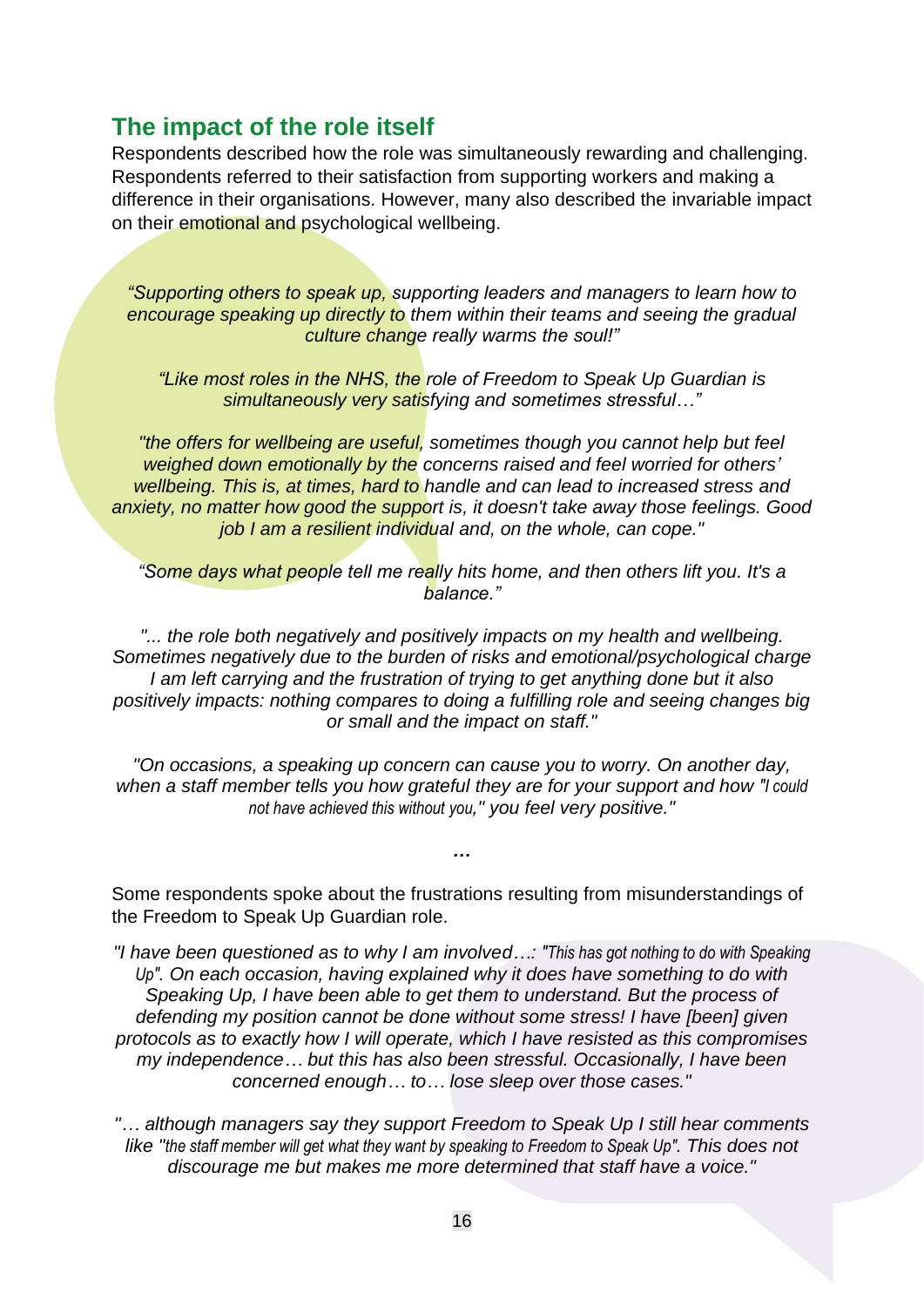## The impact of the role itself

Respondents described how the role was simultaneously rewarding and challenging. Respondents referred to their satisfaction from supporting workers and making a difference in their organisations. However, many also described the invariable impact on their emotional and psychological wellbeing.

*"Supporting others to speak up, supporting leaders and managers to learn how to encourage speaking up directly to them within their teams and seeing the gradual culture change really warms the soul!"*

*"Like most roles in the NHS, the role of Freedom to Speak Up Guardian is simultaneously very satisfying and sometimes stressful…"*

*"the offers for wellbeing are useful, sometimes though you cannot help but feel weighed down emotionally by the concerns raised and feel worried for others' wellbeing. This is, at times, hard to handle and can lead to increased stress and anxiety, no matter how good the support is, it doesn't take away those feelings. Good job I am a resilient individual and, on the whole, can cope."*

*"Some days what people tell me really hits home, and then others lift you. It's a balance."*

*"... the role both negatively and positively impacts on my health and wellbeing. Sometimes negatively due to the burden of risks and emotional/psychological charge I am left carrying and the frustration of trying to get anything done but it also positively impacts: nothing compares to doing a fulfilling role and seeing changes big or small and the impact on staff."*

*"On occasions, a speaking up concern can cause you to worry. On another day, when a staff member tells you how grateful they are for your support and how "I could not have achieved this without you," you feel very positive."*

***…***

Some respondents spoke about the frustrations resulting from misunderstandings of the Freedom to Speak Up Guardian role.

*"I have been questioned as to why I am involved…: "This has got nothing to do with Speaking Up". On each occasion, having explained why it does have something to do with Speaking Up, I have been able to get them to understand. But the process of defending my position cannot be done without some stress! I have [been] given protocols as to exactly how I will operate, which I have resisted as this compromises my independence… but this has also been stressful. Occasionally, I have been concerned enough… to… lose sleep over those cases."*

*"… although managers say they support Freedom to Speak Up I still hear comments like "the staff member will get what they want by speaking to Freedom to Speak Up". This does not discourage me but makes me more determined that staff have a voice."*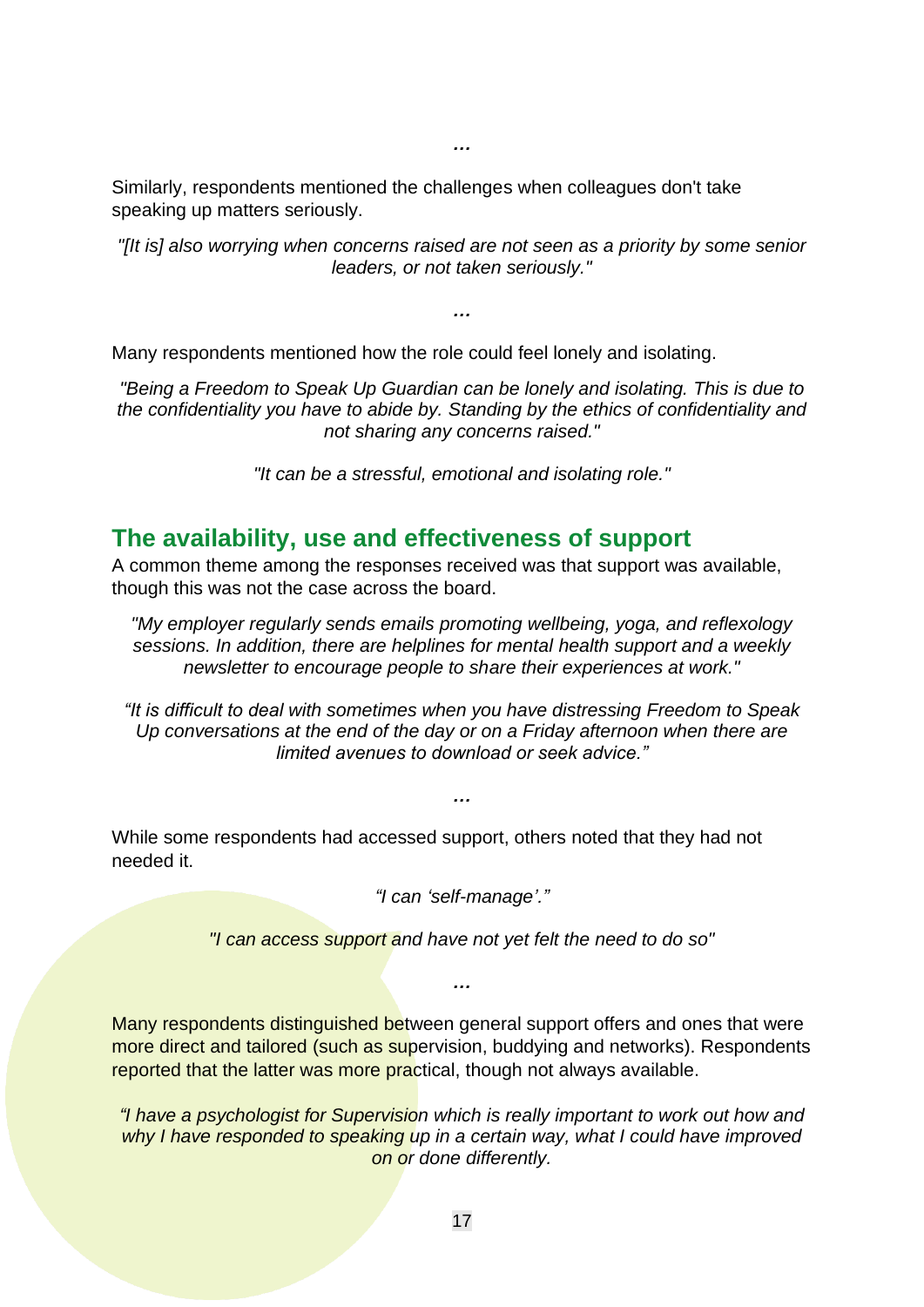*…*

Similarly, respondents mentioned the challenges when colleagues don't take speaking up matters seriously.

*"[It is] also worrying when concerns raised are not seen as a priority by some senior leaders, or not taken seriously."*

*…*

Many respondents mentioned how the role could feel lonely and isolating.

*"Being a Freedom to Speak Up Guardian can be lonely and isolating. This is due to the confidentiality you have to abide by. Standing by the ethics of confidentiality and not sharing any concerns raised."*

*"It can be a stressful, emotional and isolating role."*

## The availability, use and effectiveness of support

A common theme among the responses received was that support was available, though this was not the case across the board.

*"My employer regularly sends emails promoting wellbeing, yoga, and reflexology sessions. In addition, there are helplines for mental health support and a weekly newsletter to encourage people to share their experiences at work."*

*"It is difficult to deal with sometimes when you have distressing Freedom to Speak Up conversations at the end of the day or on a Friday afternoon when there are limited avenues to download or seek advice."*

*…*

While some respondents had accessed support, others noted that they had not needed it.

*"I can 'self-manage'."*

*"I can access support and have not yet felt the need to do so"*

*…*

Many respondents distinguished between general support offers and ones that were more direct and tailored (such as supervision, buddying and networks). Respondents reported that the latter was more practical, though not always available.

*"I have a psychologist for Supervision which is really important to work out how and why I have responded to speaking up in a certain way, what I could have improved on or done differently.*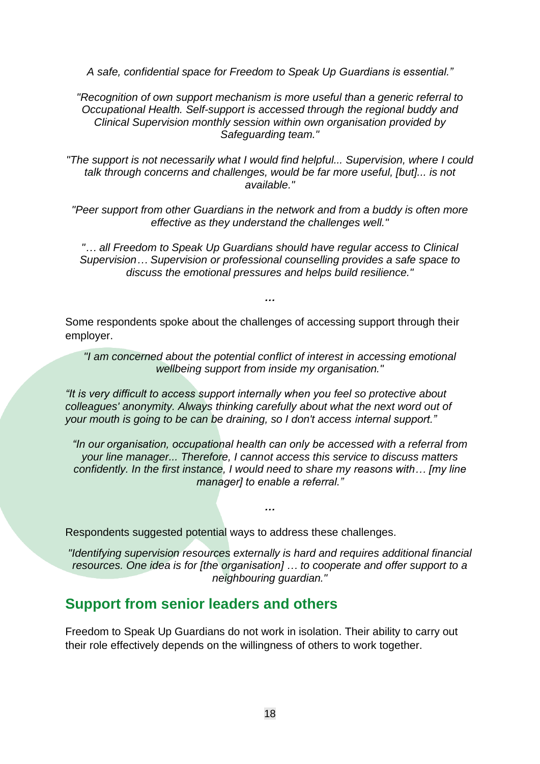*A safe, confidential space for Freedom to Speak Up Guardians is essential."*

*"Recognition of own support mechanism is more useful than a generic referral to Occupational Health. Self-support is accessed through the regional buddy and Clinical Supervision monthly session within own organisation provided by Safeguarding team."*

*"The support is not necessarily what I would find helpful... Supervision, where I could talk through concerns and challenges, would be far more useful, [but]... is not available."*

*"Peer support from other Guardians in the network and from a buddy is often more effective as they understand the challenges well."*

*"… all Freedom to Speak Up Guardians should have regular access to Clinical Supervision… Supervision or professional counselling provides a safe space to discuss the emotional pressures and helps build resilience."*

*…*

Some respondents spoke about the challenges of accessing support through their employer.

*"I am concerned about the potential conflict of interest in accessing emotional wellbeing support from inside my organisation."*

*"It is very difficult to access support internally when you feel so protective about colleagues' anonymity. Always thinking carefully about what the next word out of your mouth is going to be can be draining, so I don't access internal support."*

*"In our organisation, occupational health can only be accessed with a referral from your line manager... Therefore, I cannot access this service to discuss matters confidently. In the first instance, I would need to share my reasons with… [my line manager] to enable a referral."*

*…*

Respondents suggested potential ways to address these challenges.

*"Identifying supervision resources externally is hard and requires additional financial resources. One idea is for [the organisation] … to cooperate and offer support to a neighbouring guardian."*

## Support from senior leaders and others

Freedom to Speak Up Guardians do not work in isolation. Their ability to carry out their role effectively depends on the willingness of others to work together.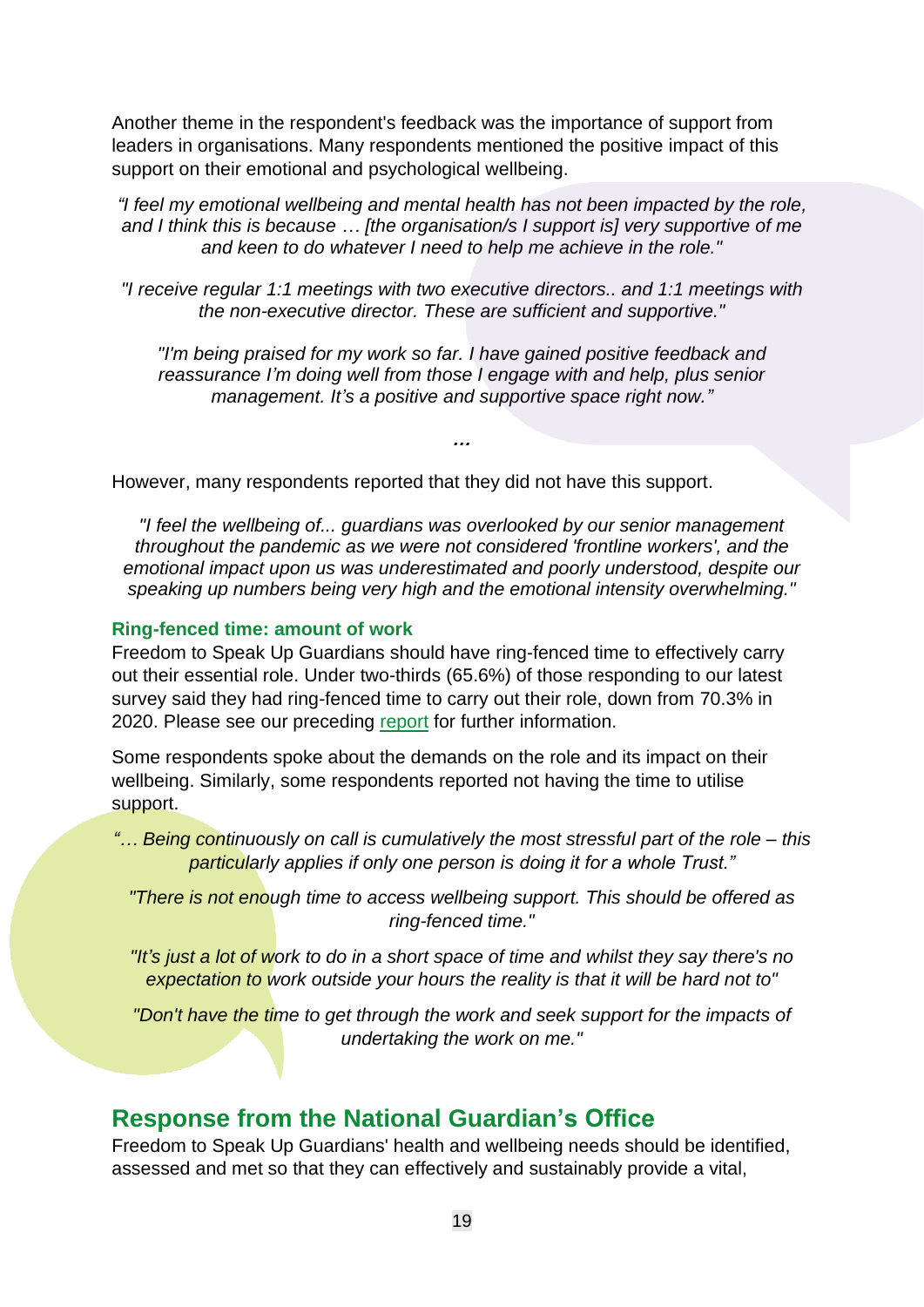Another theme in the respondent's feedback was the importance of support from leaders in organisations. Many respondents mentioned the positive impact of this support on their emotional and psychological wellbeing.

*"I feel my emotional wellbeing and mental health has not been impacted by the role, and I think this is because … [the organisation/s I support is] very supportive of me and keen to do whatever I need to help me achieve in the role."*

*"I receive regular 1:1 meetings with two executive directors.. and 1:1 meetings with the non-executive director. These are sufficient and supportive."*

*"I'm being praised for my work so far. I have gained positive feedback and reassurance I'm doing well from those I engage with and help, plus senior management. It's a positive and supportive space right now."*

***…***

However, many respondents reported that they did not have this support.

*"I feel the wellbeing of... guardians was overlooked by our senior management throughout the pandemic as we were not considered 'frontline workers', and the emotional impact upon us was underestimated and poorly understood, despite our speaking up numbers being very high and the emotional intensity overwhelming."*

### Ring-fenced time: amount of work

Freedom to Speak Up Guardians should have ring-fenced time to effectively carry out their essential role. Under two-thirds (65.6%) of those responding to our latest survey said they had ring-fenced time to carry out their role, down from 70.3% in 2020. Please see our preceding report for further information.

Some respondents spoke about the demands on the role and its impact on their wellbeing. Similarly, some respondents reported not having the time to utilise support.

*"… Being continuously on call is cumulatively the most stressful part of the role – this particularly applies if only one person is doing it for a whole Trust."*

*"There is not enough time to access wellbeing support. This should be offered as ring-fenced time."*

*"It's just a lot of work to do in a short space of time and whilst they say there's no expectation to work outside your hours the reality is that it will be hard not to"*

*"Don't have the time to get through the work and seek support for the impacts of undertaking the work on me."*

## Response from the National Guardian's Office

Freedom to Speak Up Guardians' health and wellbeing needs should be identified, assessed and met so that they can effectively and sustainably provide a vital,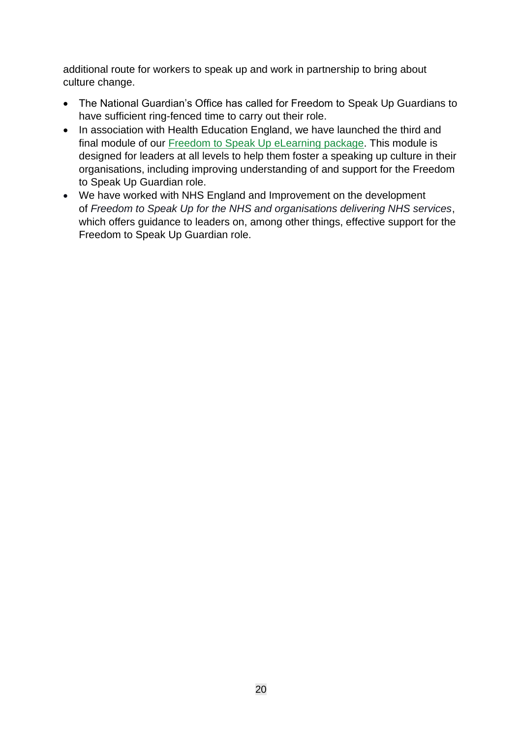additional route for workers to speak up and work in partnership to bring about culture change.

- The National Guardian's Office has called for Freedom to Speak Up Guardians to have sufficient ring-fenced time to carry out their role.
- In association with Health Education England, we have launched the third and final module of our Freedom to Speak Up eLearning package. This module is designed for leaders at all levels to help them foster a speaking up culture in their organisations, including improving understanding of and support for the Freedom to Speak Up Guardian role.
- We have worked with NHS England and Improvement on the development of *Freedom to Speak Up for the NHS and organisations delivering NHS services*, which offers guidance to leaders on, among other things, effective support for the Freedom to Speak Up Guardian role.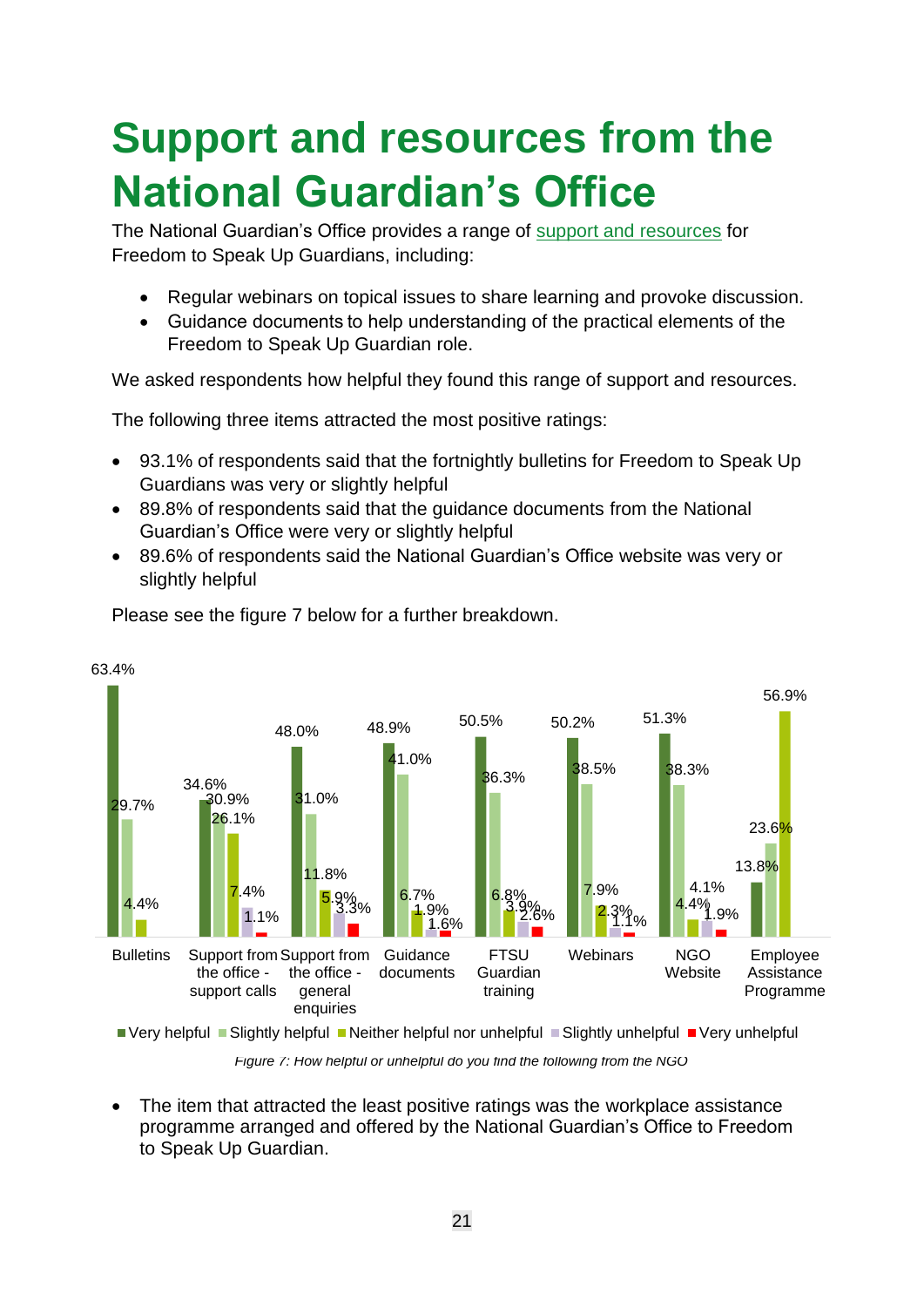# Support and resources from the National Guardian's Office

The National Guardian's Office provides a range of support and resources for Freedom to Speak Up Guardians, including:

- Regular webinars on topical issues to share learning and provoke discussion.
- Guidance documents to help understanding of the practical elements of the Freedom to Speak Up Guardian role.

We asked respondents how helpful they found this range of support and resources.

The following three items attracted the most positive ratings:

- 93.1% of respondents said that the fortnightly bulletins for Freedom to Speak Up Guardians was very or slightly helpful
- 89.8% of respondents said that the guidance documents from the National Guardian's Office were very or slightly helpful
- 89.6% of respondents said the National Guardian's Office website was very or slightly helpful

Please see the figure 7 below for a further breakdown.

| | Very helpful | Slightly helpful | Neither helpful nor unhelpful | Slightly unhelpful | Very unhelpful |
|---|---|---|---|---|---|
| Bulletins | 63.4% | 29.7% | 4.4% | | |
| Support from the office - support calls | 34.6% | 30.9% | 26.1% | 7.4% | 1.1% |
| Support from the office - general enquiries | 48.0% | 31.0% | 11.8% | 5.9% | 3.3% |
| Guidance documents | 48.9% | 41.0% | 6.7% | 1.9% | 1.6% |
| FTSU Guardian training | 50.5% | 36.3% | 6.8% | 3.9% | 2.6% |
| Webinars | 50.2% | 38.5% | 7.9% | 2.3% | 1.1% |
| NGO Website | 51.3% | 38.3% | 4.4% | 4.1% | 1.9% |
| Employee Assistance Programme | 13.8% | 23.6% | 56.9% | | |

*Figure 7: How helpful or unhelpful do you find the following from the NGO*

- The item that attracted the least positive ratings was the workplace assistance programme arranged and offered by the National Guardian's Office to Freedom to Speak Up Guardian.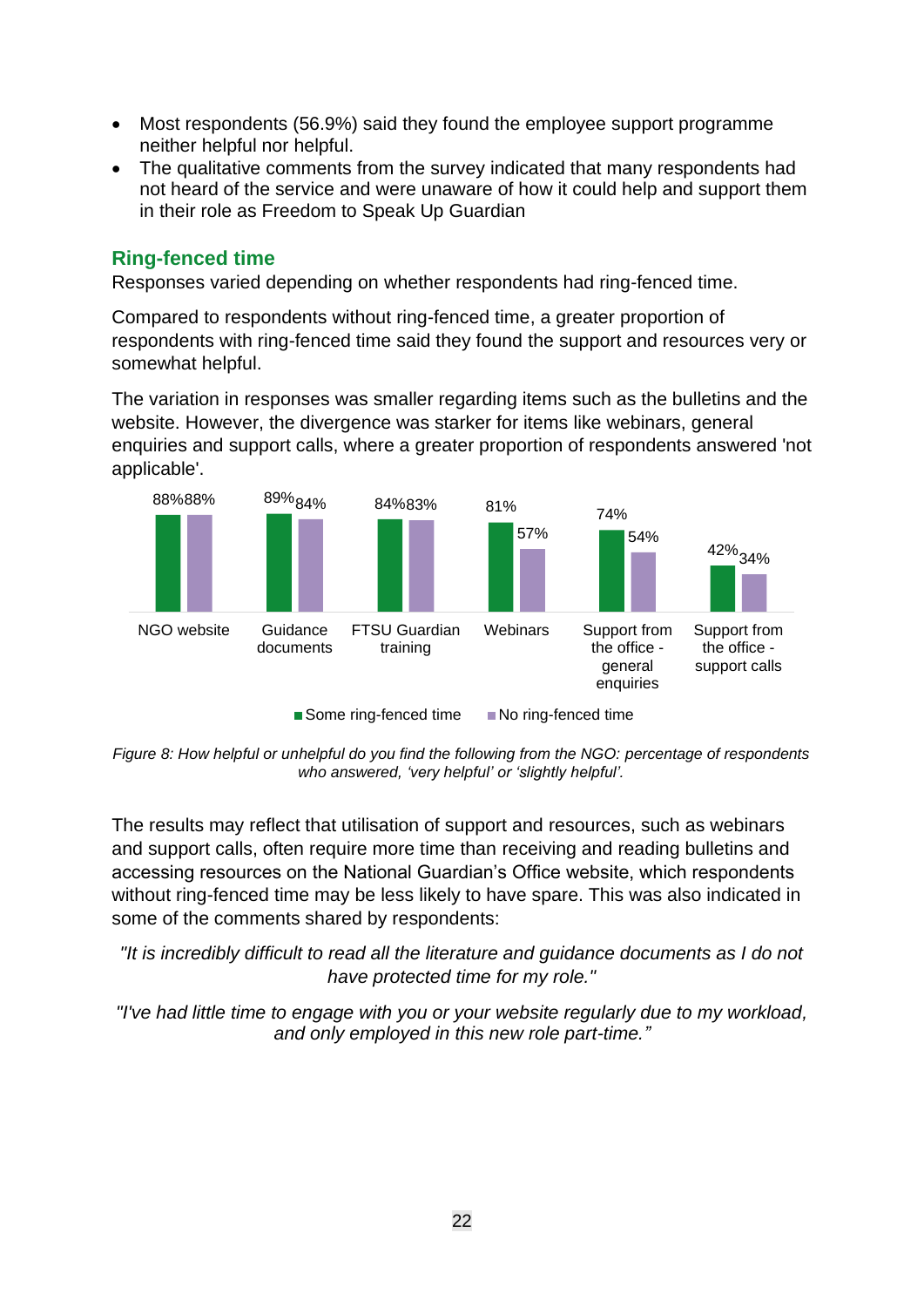- Most respondents (56.9%) said they found the employee support programme neither helpful nor helpful.
- The qualitative comments from the survey indicated that many respondents had not heard of the service and were unaware of how it could help and support them in their role as Freedom to Speak Up Guardian

## Ring-fenced time

Responses varied depending on whether respondents had ring-fenced time.

Compared to respondents without ring-fenced time, a greater proportion of respondents with ring-fenced time said they found the support and resources very or somewhat helpful.

The variation in responses was smaller regarding items such as the bulletins and the website. However, the divergence was starker for items like webinars, general enquiries and support calls, where a greater proportion of respondents answered 'not applicable'.

| | Some ring-fenced time | No ring-fenced time |
|---|---|---|
| NGO website | 88% | 88% |
| Guidance documents | 89% | 84% |
| FTSU Guardian training | 84% | 83% |
| Webinars | 81% | 57% |
| Support from the office - general enquiries | 74% | 54% |
| Support from the office - support calls | 42% | 34% |

*Figure 8: How helpful or unhelpful do you find the following from the NGO: percentage of respondents who answered, 'very helpful' or 'slightly helpful'.*

The results may reflect that utilisation of support and resources, such as webinars and support calls, often require more time than receiving and reading bulletins and accessing resources on the National Guardian's Office website, which respondents without ring-fenced time may be less likely to have spare. This was also indicated in some of the comments shared by respondents:

*"It is incredibly difficult to read all the literature and guidance documents as I do not have protected time for my role."*

*"I've had little time to engage with you or your website regularly due to my workload, and only employed in this new role part-time."*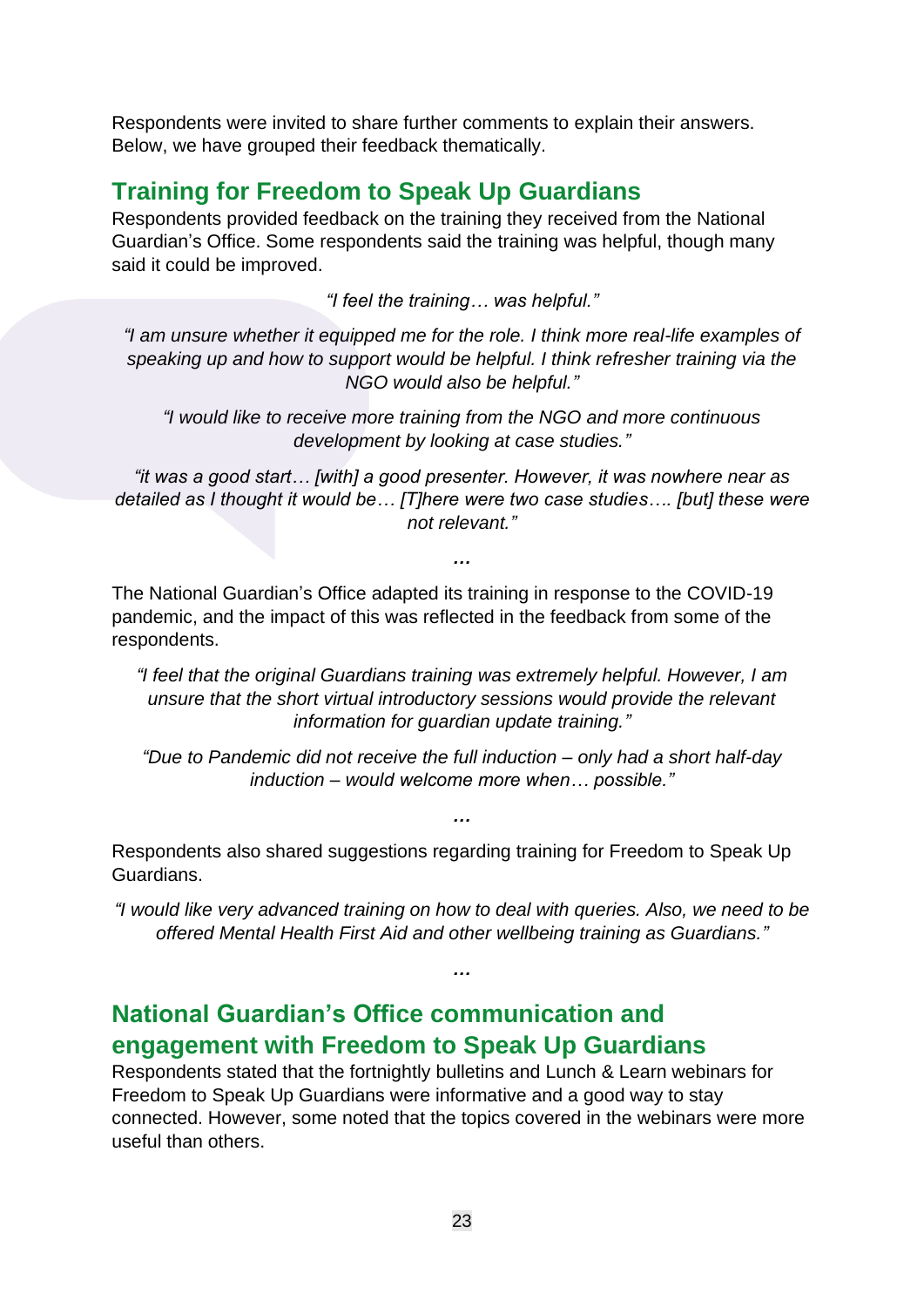Respondents were invited to share further comments to explain their answers. Below, we have grouped their feedback thematically.

## Training for Freedom to Speak Up Guardians

Respondents provided feedback on the training they received from the National Guardian's Office. Some respondents said the training was helpful, though many said it could be improved.

*"I feel the training… was helpful."*

*"I am unsure whether it equipped me for the role. I think more real-life examples of speaking up and how to support would be helpful. I think refresher training via the NGO would also be helpful."*

*"I would like to receive more training from the NGO and more continuous development by looking at case studies."*

*"it was a good start… [with] a good presenter. However, it was nowhere near as detailed as I thought it would be… [T]here were two case studies…. [but] these were not relevant."*

***…***

The National Guardian's Office adapted its training in response to the COVID-19 pandemic, and the impact of this was reflected in the feedback from some of the respondents.

*"I feel that the original Guardians training was extremely helpful. However, I am unsure that the short virtual introductory sessions would provide the relevant information for guardian update training."*

*"Due to Pandemic did not receive the full induction – only had a short half-day induction – would welcome more when… possible."*

***…***

Respondents also shared suggestions regarding training for Freedom to Speak Up Guardians.

*"I would like very advanced training on how to deal with queries. Also, we need to be offered Mental Health First Aid and other wellbeing training as Guardians."*

***…***

## National Guardian's Office communication and engagement with Freedom to Speak Up Guardians

Respondents stated that the fortnightly bulletins and Lunch & Learn webinars for Freedom to Speak Up Guardians were informative and a good way to stay connected. However, some noted that the topics covered in the webinars were more useful than others.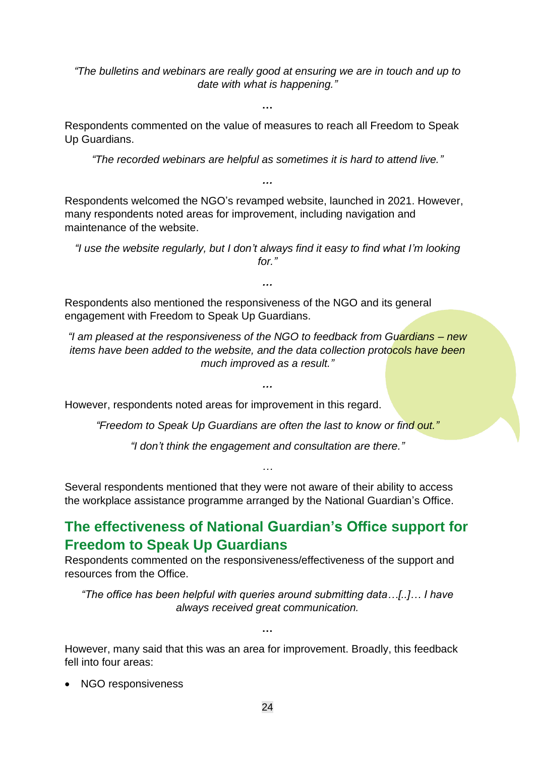*"The bulletins and webinars are really good at ensuring we are in touch and up to date with what is happening."*

…

Respondents commented on the value of measures to reach all Freedom to Speak Up Guardians.

*"The recorded webinars are helpful as sometimes it is hard to attend live."*

…

Respondents welcomed the NGO's revamped website, launched in 2021. However, many respondents noted areas for improvement, including navigation and maintenance of the website.

*"I use the website regularly, but I don't always find it easy to find what I'm looking for."*

…

Respondents also mentioned the responsiveness of the NGO and its general engagement with Freedom to Speak Up Guardians.

*"I am pleased at the responsiveness of the NGO to feedback from Guardians – new items have been added to the website, and the data collection protocols have been much improved as a result."*

…

However, respondents noted areas for improvement in this regard.

*"Freedom to Speak Up Guardians are often the last to know or find out."*

*"I don't think the engagement and consultation are there."*

…

Several respondents mentioned that they were not aware of their ability to access the workplace assistance programme arranged by the National Guardian's Office.

## The effectiveness of National Guardian's Office support for Freedom to Speak Up Guardians

Respondents commented on the responsiveness/effectiveness of the support and resources from the Office.

*"The office has been helpful with queries around submitting data…[..]… I have always received great communication.*

…

However, many said that this was an area for improvement. Broadly, this feedback fell into four areas:

- NGO responsiveness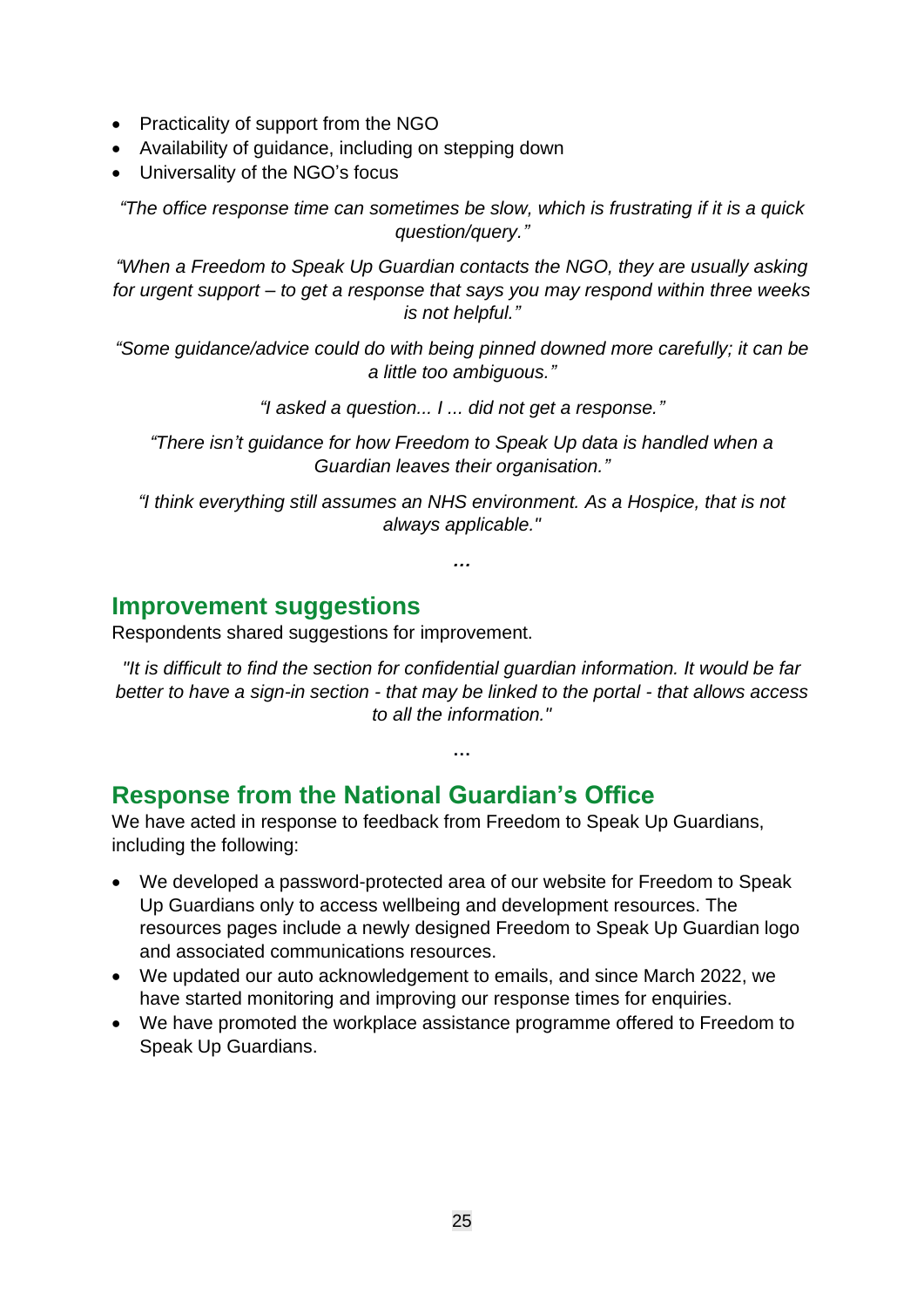- Practicality of support from the NGO
- Availability of guidance, including on stepping down
- Universality of the NGO's focus

*"The office response time can sometimes be slow, which is frustrating if it is a quick question/query."*

*"When a Freedom to Speak Up Guardian contacts the NGO, they are usually asking for urgent support – to get a response that says you may respond within three weeks is not helpful."*

*"Some guidance/advice could do with being pinned downed more carefully; it can be a little too ambiguous."*

*"I asked a question... I ... did not get a response."*

*"There isn't guidance for how Freedom to Speak Up data is handled when a Guardian leaves their organisation."*

*"I think everything still assumes an NHS environment. As a Hospice, that is not always applicable."*

*…*

## Improvement suggestions

Respondents shared suggestions for improvement.

*"It is difficult to find the section for confidential guardian information. It would be far better to have a sign-in section - that may be linked to the portal - that allows access to all the information."*

…

## Response from the National Guardian's Office

We have acted in response to feedback from Freedom to Speak Up Guardians, including the following:

- We developed a password-protected area of our website for Freedom to Speak Up Guardians only to access wellbeing and development resources. The resources pages include a newly designed Freedom to Speak Up Guardian logo and associated communications resources.
- We updated our auto acknowledgement to emails, and since March 2022, we have started monitoring and improving our response times for enquiries.
- We have promoted the workplace assistance programme offered to Freedom to Speak Up Guardians.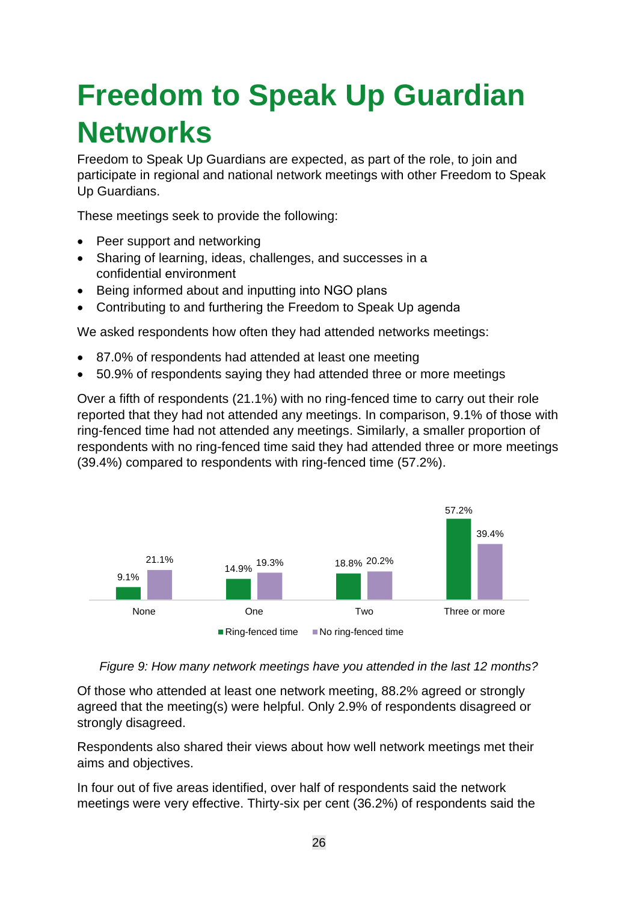# Freedom to Speak Up Guardian Networks

Freedom to Speak Up Guardians are expected, as part of the role, to join and participate in regional and national network meetings with other Freedom to Speak Up Guardians.

These meetings seek to provide the following:

- Peer support and networking
- Sharing of learning, ideas, challenges, and successes in a confidential environment
- Being informed about and inputting into NGO plans
- Contributing to and furthering the Freedom to Speak Up agenda

We asked respondents how often they had attended networks meetings:

- 87.0% of respondents had attended at least one meeting
- 50.9% of respondents saying they had attended three or more meetings

Over a fifth of respondents (21.1%) with no ring-fenced time to carry out their role reported that they had not attended any meetings. In comparison, 9.1% of those with ring-fenced time had not attended any meetings. Similarly, a smaller proportion of respondents with no ring-fenced time said they had attended three or more meetings (39.4%) compared to respondents with ring-fenced time (57.2%).

| | Ring-fenced time | No ring-fenced time |
|---|---|---|
| None | 9.1% | 21.1% |
| One | 14.9% | 19.3% |
| Two | 18.8% | 20.2% |
| Three or more | 57.2% | 39.4% |

*Figure 9: How many network meetings have you attended in the last 12 months?*

Of those who attended at least one network meeting, 88.2% agreed or strongly agreed that the meeting(s) were helpful. Only 2.9% of respondents disagreed or strongly disagreed.

Respondents also shared their views about how well network meetings met their aims and objectives.

In four out of five areas identified, over half of respondents said the network meetings were very effective. Thirty-six per cent (36.2%) of respondents said the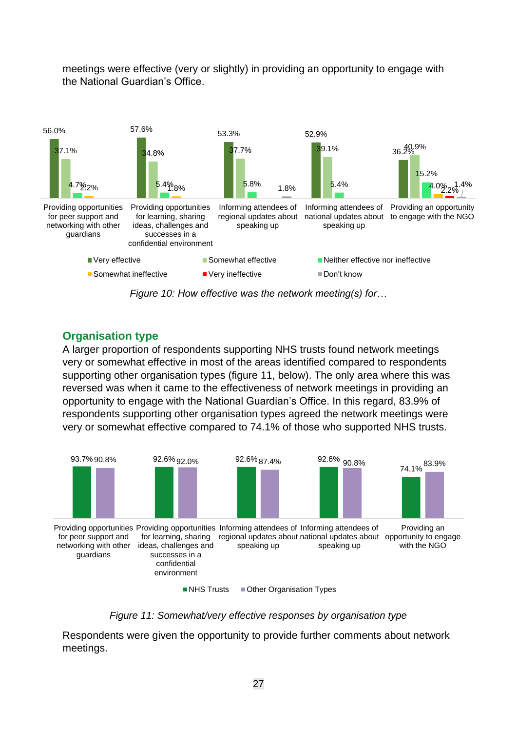meetings were effective (very or slightly) in providing an opportunity to engage with the National Guardian's Office.

| | Very effective | Somewhat effective | Neither effective nor ineffective | Somewhat ineffective | Very ineffective | Don't know |
|---|---|---|---|---|---|---|
| Providing opportunities for peer support and networking with other guardians | 56.0% | 37.1% | 4.7% | 2.2% | | |
| Providing opportunities for learning, sharing ideas, challenges and successes in a confidential environment | 57.6% | 34.8% | 5.4% | 1.8% | | |
| Informing attendees of regional updates about speaking up | 53.3% | 37.7% | 5.8% | | | 1.8% |
| Informing attendees of national updates about speaking up | 52.9% | 39.1% | 5.4% | | | |
| Providing an opportunity to engage with the NGO | 36.2% | 40.9% | 15.2% | 4.0% | 2.2% | 1.4% |

*Figure 10: How effective was the network meeting(s) for…*

## Organisation type

A larger proportion of respondents supporting NHS trusts found network meetings very or somewhat effective in most of the areas identified compared to respondents supporting other organisation types (figure 11, below). The only area where this was reversed was when it came to the effectiveness of network meetings in providing an opportunity to engage with the National Guardian's Office. In this regard, 83.9% of respondents supporting other organisation types agreed the network meetings were very or somewhat effective compared to 74.1% of those who supported NHS trusts.

| | NHS Trusts | Other Organisation Types |
|---|---|---|
| Providing opportunities for peer support and networking with other guardians | 93.7% | 90.8% |
| Providing opportunities for learning, sharing ideas, challenges and successes in a confidential environment | 92.6% | 92.0% |
| Informing attendees of regional updates about speaking up | 92.6% | 87.4% |
| Informing attendees of national updates about speaking up | 92.6% | 90.8% |
| Providing an opportunity to engage with the NGO | 74.1% | 83.9% |

*Figure 11: Somewhat/very effective responses by organisation type*

Respondents were given the opportunity to provide further comments about network meetings.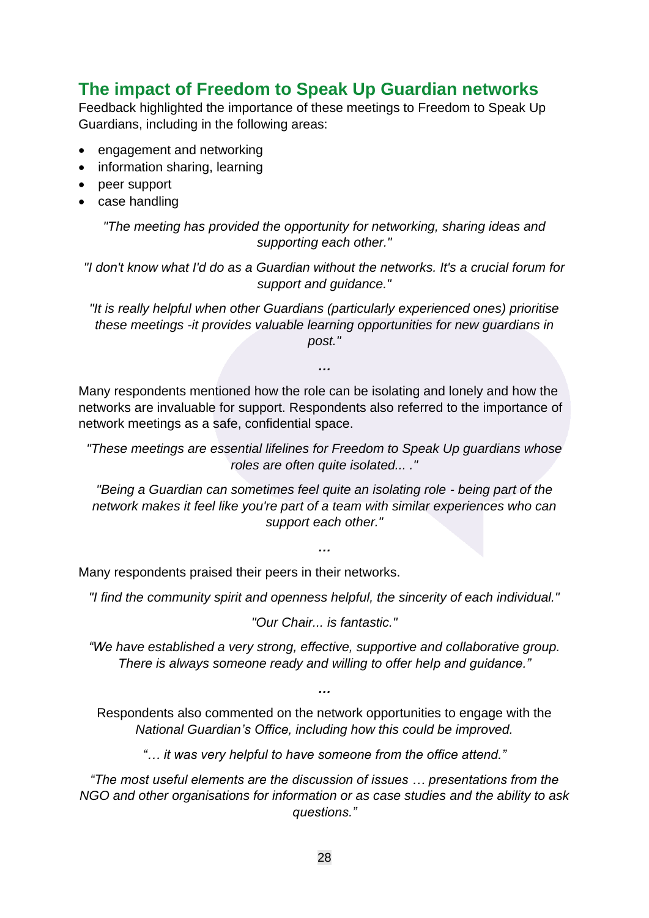## The impact of Freedom to Speak Up Guardian networks

Feedback highlighted the importance of these meetings to Freedom to Speak Up Guardians, including in the following areas:

- engagement and networking
- information sharing, learning
- peer support
- case handling

*"The meeting has provided the opportunity for networking, sharing ideas and supporting each other."*

*"I don't know what I'd do as a Guardian without the networks. It's a crucial forum for support and guidance."*

*"It is really helpful when other Guardians (particularly experienced ones) prioritise these meetings -it provides valuable learning opportunities for new guardians in post."*

***…***

Many respondents mentioned how the role can be isolating and lonely and how the networks are invaluable for support. Respondents also referred to the importance of network meetings as a safe, confidential space.

*"These meetings are essential lifelines for Freedom to Speak Up guardians whose roles are often quite isolated... ."*

*"Being a Guardian can sometimes feel quite an isolating role - being part of the network makes it feel like you're part of a team with similar experiences who can support each other."*

***…***

Many respondents praised their peers in their networks.

*"I find the community spirit and openness helpful, the sincerity of each individual."*

*"Our Chair... is fantastic."*

*"We have established a very strong, effective, supportive and collaborative group. There is always someone ready and willing to offer help and guidance."*

***…***

Respondents also commented on the network opportunities to engage with the *National Guardian's Office, including how this could be improved.*

*"… it was very helpful to have someone from the office attend."*

*"The most useful elements are the discussion of issues … presentations from the NGO and other organisations for information or as case studies and the ability to ask questions."*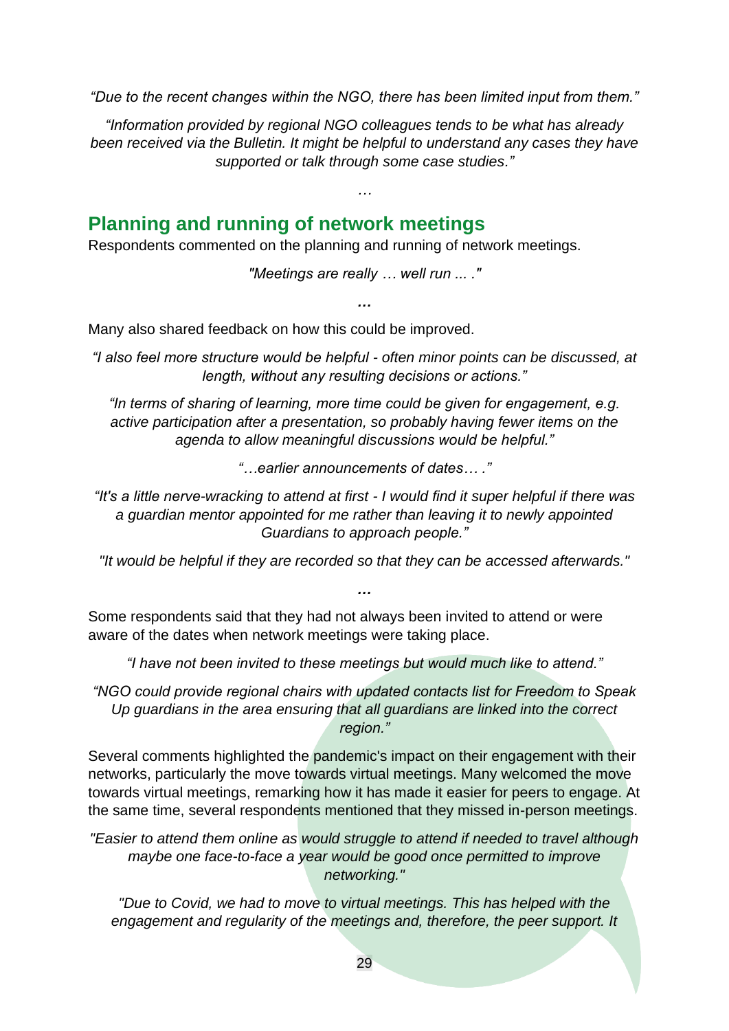*"Due to the recent changes within the NGO, there has been limited input from them."*

*"Information provided by regional NGO colleagues tends to be what has already been received via the Bulletin. It might be helpful to understand any cases they have supported or talk through some case studies."*

*…*

## Planning and running of network meetings

Respondents commented on the planning and running of network meetings.

*"Meetings are really … well run ... ."*

***…***

Many also shared feedback on how this could be improved.

*"I also feel more structure would be helpful - often minor points can be discussed, at length, without any resulting decisions or actions."*

*"In terms of sharing of learning, more time could be given for engagement, e.g. active participation after a presentation, so probably having fewer items on the agenda to allow meaningful discussions would be helpful."*

*"…earlier announcements of dates… ."*

*"It's a little nerve-wracking to attend at first - I would find it super helpful if there was a guardian mentor appointed for me rather than leaving it to newly appointed Guardians to approach people."*

*"It would be helpful if they are recorded so that they can be accessed afterwards."*

***…***

Some respondents said that they had not always been invited to attend or were aware of the dates when network meetings were taking place.

*"I have not been invited to these meetings but would much like to attend."*

*"NGO could provide regional chairs with updated contacts list for Freedom to Speak Up guardians in the area ensuring that all guardians are linked into the correct region."*

Several comments highlighted the pandemic's impact on their engagement with their networks, particularly the move towards virtual meetings. Many welcomed the move towards virtual meetings, remarking how it has made it easier for peers to engage. At the same time, several respondents mentioned that they missed in-person meetings.

*"Easier to attend them online as would struggle to attend if needed to travel although maybe one face-to-face a year would be good once permitted to improve networking."*

*"Due to Covid, we had to move to virtual meetings. This has helped with the engagement and regularity of the meetings and, therefore, the peer support. It*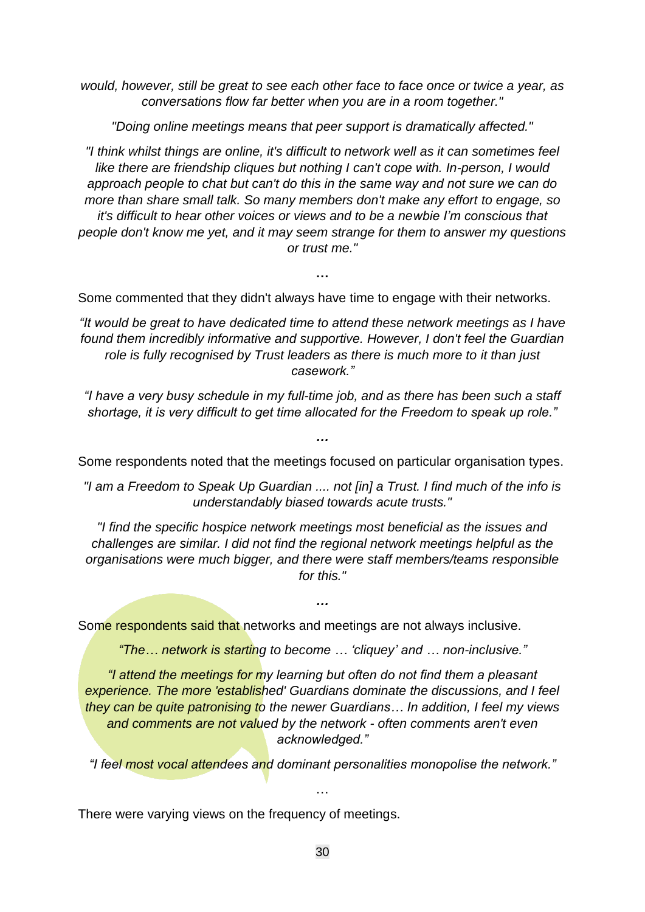*would, however, still be great to see each other face to face once or twice a year, as conversations flow far better when you are in a room together."*

*"Doing online meetings means that peer support is dramatically affected."*

*"I think whilst things are online, it's difficult to network well as it can sometimes feel like there are friendship cliques but nothing I can't cope with. In-person, I would approach people to chat but can't do this in the same way and not sure we can do more than share small talk. So many members don't make any effort to engage, so it's difficult to hear other voices or views and to be a newbie I'm conscious that people don't know me yet, and it may seem strange for them to answer my questions or trust me."*

…

Some commented that they didn't always have time to engage with their networks.

*"It would be great to have dedicated time to attend these network meetings as I have found them incredibly informative and supportive. However, I don't feel the Guardian role is fully recognised by Trust leaders as there is much more to it than just casework."*

*"I have a very busy schedule in my full-time job, and as there has been such a staff shortage, it is very difficult to get time allocated for the Freedom to speak up role."*

…

Some respondents noted that the meetings focused on particular organisation types.

*"I am a Freedom to Speak Up Guardian .... not [in] a Trust. I find much of the info is understandably biased towards acute trusts."*

*"I find the specific hospice network meetings most beneficial as the issues and challenges are similar. I did not find the regional network meetings helpful as the organisations were much bigger, and there were staff members/teams responsible for this."*

…

Some respondents said that networks and meetings are not always inclusive.

*"The… network is starting to become … 'cliquey' and … non-inclusive."*

*"I attend the meetings for my learning but often do not find them a pleasant experience. The more 'established' Guardians dominate the discussions, and I feel they can be quite patronising to the newer Guardians… In addition, I feel my views and comments are not valued by the network - often comments aren't even acknowledged."*

*"I feel most vocal attendees and dominant personalities monopolise the network."*

…

There were varying views on the frequency of meetings.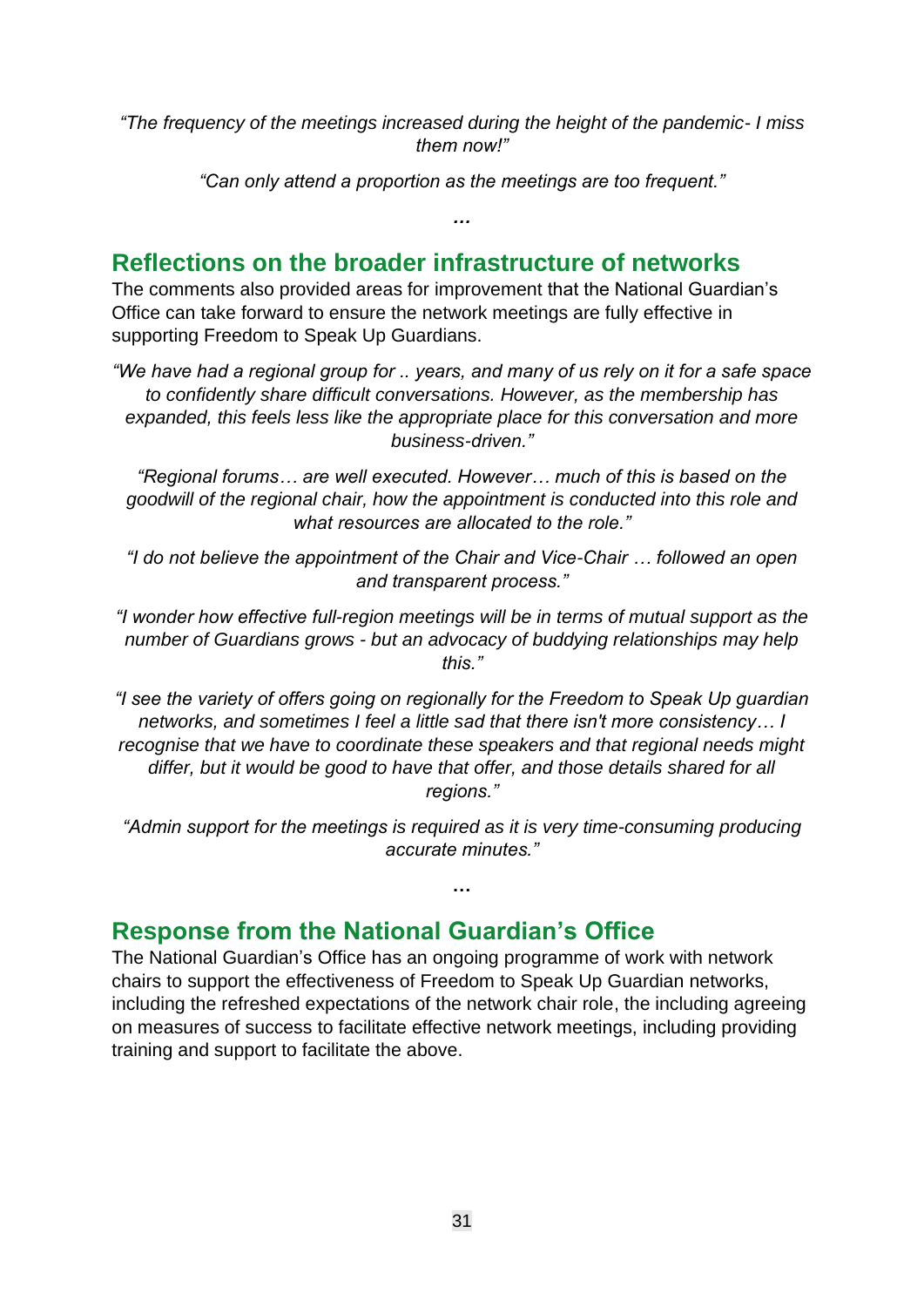*"The frequency of the meetings increased during the height of the pandemic- I miss them now!"*

*"Can only attend a proportion as the meetings are too frequent."*

*…*

## Reflections on the broader infrastructure of networks

The comments also provided areas for improvement that the National Guardian's Office can take forward to ensure the network meetings are fully effective in supporting Freedom to Speak Up Guardians.

*"We have had a regional group for .. years, and many of us rely on it for a safe space to confidently share difficult conversations. However, as the membership has expanded, this feels less like the appropriate place for this conversation and more business-driven."*

*"Regional forums… are well executed. However… much of this is based on the goodwill of the regional chair, how the appointment is conducted into this role and what resources are allocated to the role."*

*"I do not believe the appointment of the Chair and Vice-Chair … followed an open and transparent process."*

*"I wonder how effective full-region meetings will be in terms of mutual support as the number of Guardians grows - but an advocacy of buddying relationships may help this."*

*"I see the variety of offers going on regionally for the Freedom to Speak Up guardian networks, and sometimes I feel a little sad that there isn't more consistency… I recognise that we have to coordinate these speakers and that regional needs might differ, but it would be good to have that offer, and those details shared for all regions."*

*"Admin support for the meetings is required as it is very time-consuming producing accurate minutes."*

…

## Response from the National Guardian's Office

The National Guardian's Office has an ongoing programme of work with network chairs to support the effectiveness of Freedom to Speak Up Guardian networks, including the refreshed expectations of the network chair role, the including agreeing on measures of success to facilitate effective network meetings, including providing training and support to facilitate the above.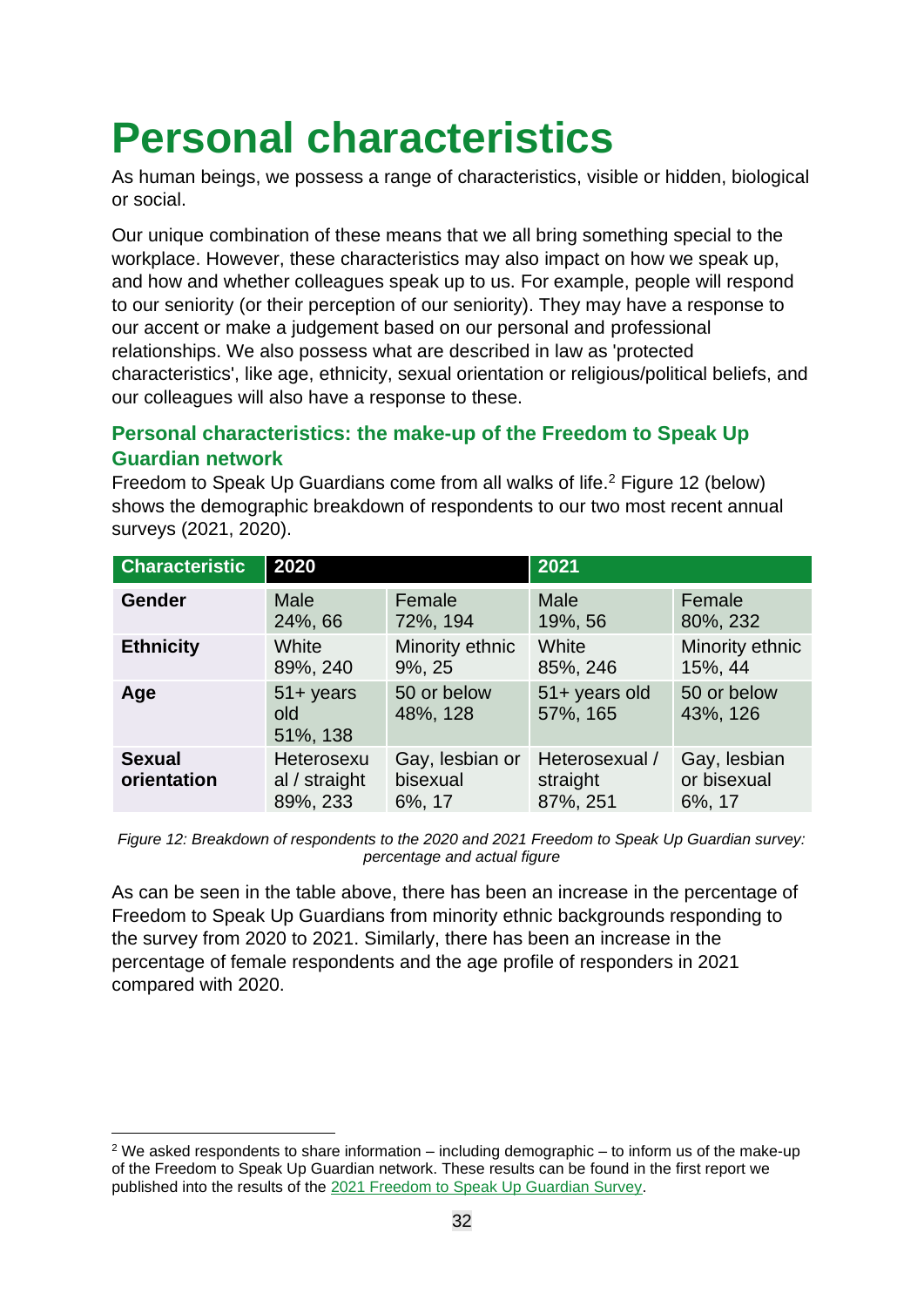# Personal characteristics

As human beings, we possess a range of characteristics, visible or hidden, biological or social.

Our unique combination of these means that we all bring something special to the workplace. However, these characteristics may also impact on how we speak up, and how and whether colleagues speak up to us. For example, people will respond to our seniority (or their perception of our seniority). They may have a response to our accent or make a judgement based on our personal and professional relationships. We also possess what are described in law as 'protected characteristics', like age, ethnicity, sexual orientation or religious/political beliefs, and our colleagues will also have a response to these.

## Personal characteristics: the make-up of the Freedom to Speak Up Guardian network

Freedom to Speak Up Guardians come from all walks of life.[2] Figure 12 (below) shows the demographic breakdown of respondents to our two most recent annual surveys (2021, 2020).

| Characteristic | 2020 | | 2021 | |
|---|---|---|---|---|
| **Gender** | Male 24%, 66 | Female 72%, 194 | Male 19%, 56 | Female 80%, 232 |
| **Ethnicity** | White 89%, 240 | Minority ethnic 9%, 25 | White 85%, 246 | Minority ethnic 15%, 44 |
| **Age** | 51+ years old 51%, 138 | 50 or below 48%, 128 | 51+ years old 57%, 165 | 50 or below 43%, 126 |
| **Sexual orientation** | Heterosexual / straight 89%, 233 | Gay, lesbian or bisexual 6%, 17 | Heterosexual / straight 87%, 251 | Gay, lesbian or bisexual 6%, 17 |

*Figure 12: Breakdown of respondents to the 2020 and 2021 Freedom to Speak Up Guardian survey: percentage and actual figure*

As can be seen in the table above, there has been an increase in the percentage of Freedom to Speak Up Guardians from minority ethnic backgrounds responding to the survey from 2020 to 2021. Similarly, there has been an increase in the percentage of female respondents and the age profile of responders in 2021 compared with 2020.

[2] We asked respondents to share information – including demographic – to inform us of the make-up of the Freedom to Speak Up Guardian network. These results can be found in the first report we published into the results of the 2021 Freedom to Speak Up Guardian Survey.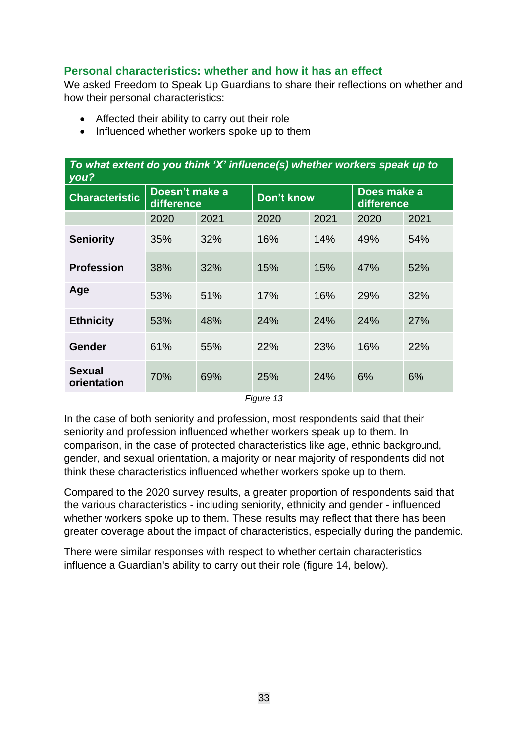### Personal characteristics: whether and how it has an effect

We asked Freedom to Speak Up Guardians to share their reflections on whether and how their personal characteristics:

- Affected their ability to carry out their role
- Influenced whether workers spoke up to them

| *To what extent do you think 'X' influence(s) whether workers speak up to you?* | | | | | | |
|---|---|---|---|---|---|---|
| **Characteristic** | **Doesn't make a difference** | | **Don't know** | | **Does make a difference** | |
| | 2020 | 2021 | 2020 | 2021 | 2020 | 2021 |
| **Seniority** | 35% | 32% | 16% | 14% | 49% | 54% |
| **Profession** | 38% | 32% | 15% | 15% | 47% | 52% |
| **Age** | 53% | 51% | 17% | 16% | 29% | 32% |
| **Ethnicity** | 53% | 48% | 24% | 24% | 24% | 27% |
| **Gender** | 61% | 55% | 22% | 23% | 16% | 22% |
| **Sexual orientation** | 70% | 69% | 25% | 24% | 6% | 6% |

*Figure 13*

In the case of both seniority and profession, most respondents said that their seniority and profession influenced whether workers speak up to them. In comparison, in the case of protected characteristics like age, ethnic background, gender, and sexual orientation, a majority or near majority of respondents did not think these characteristics influenced whether workers spoke up to them.

Compared to the 2020 survey results, a greater proportion of respondents said that the various characteristics - including seniority, ethnicity and gender - influenced whether workers spoke up to them. These results may reflect that there has been greater coverage about the impact of characteristics, especially during the pandemic.

There were similar responses with respect to whether certain characteristics influence a Guardian's ability to carry out their role (figure 14, below).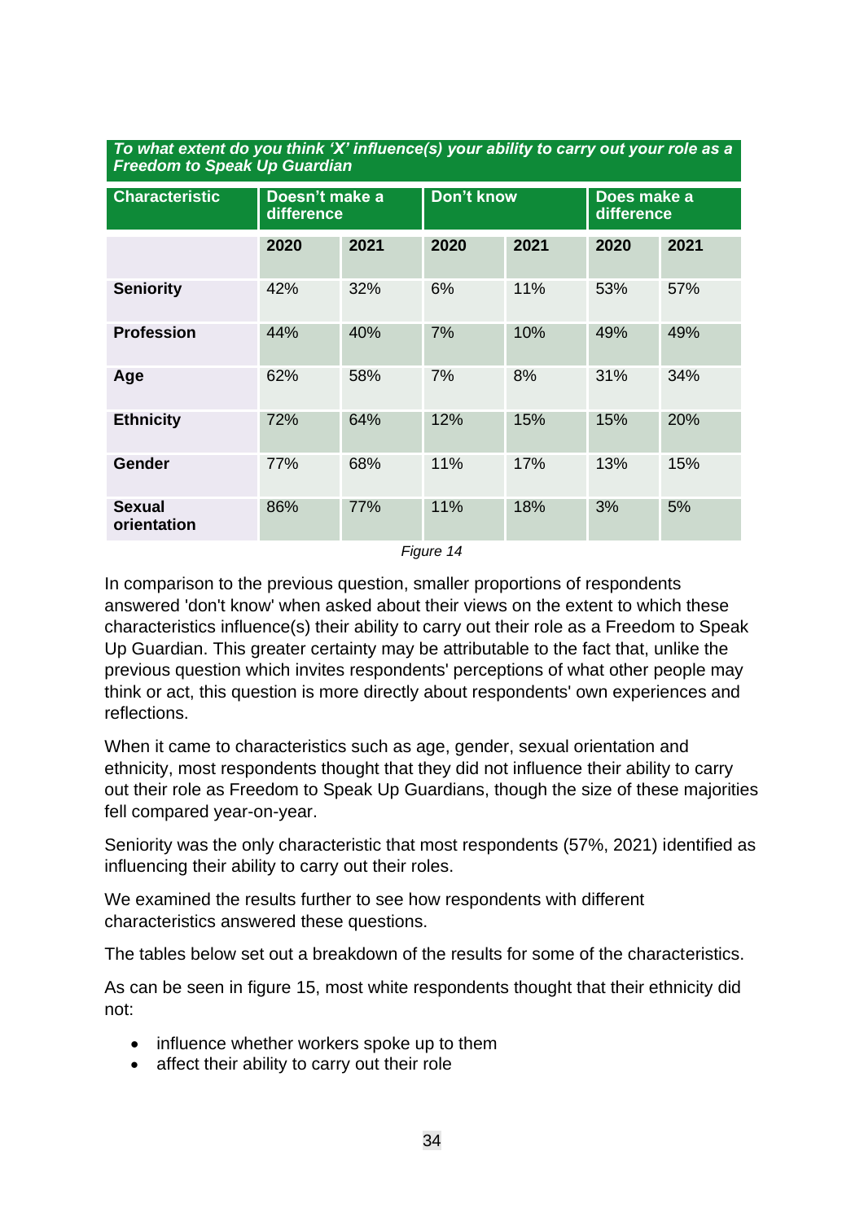| *To what extent do you think 'X' influence(s) your ability to carry out your role as a Freedom to Speak Up Guardian* | | | | | | |
|---|---|---|---|---|---|---|
| **Characteristic** | **Doesn't make a difference** | | **Don't know** | | **Does make a difference** | |
| | **2020** | **2021** | **2020** | **2021** | **2020** | **2021** |
| **Seniority** | 42% | 32% | 6% | 11% | 53% | 57% |
| **Profession** | 44% | 40% | 7% | 10% | 49% | 49% |
| **Age** | 62% | 58% | 7% | 8% | 31% | 34% |
| **Ethnicity** | 72% | 64% | 12% | 15% | 15% | 20% |
| **Gender** | 77% | 68% | 11% | 17% | 13% | 15% |
| **Sexual orientation** | 86% | 77% | 11% | 18% | 3% | 5% |

*Figure 14*

In comparison to the previous question, smaller proportions of respondents answered 'don't know' when asked about their views on the extent to which these characteristics influence(s) their ability to carry out their role as a Freedom to Speak Up Guardian. This greater certainty may be attributable to the fact that, unlike the previous question which invites respondents' perceptions of what other people may think or act, this question is more directly about respondents' own experiences and reflections.

When it came to characteristics such as age, gender, sexual orientation and ethnicity, most respondents thought that they did not influence their ability to carry out their role as Freedom to Speak Up Guardians, though the size of these majorities fell compared year-on-year.

Seniority was the only characteristic that most respondents (57%, 2021) identified as influencing their ability to carry out their roles.

We examined the results further to see how respondents with different characteristics answered these questions.

The tables below set out a breakdown of the results for some of the characteristics.

As can be seen in figure 15, most white respondents thought that their ethnicity did not:

- influence whether workers spoke up to them
- affect their ability to carry out their role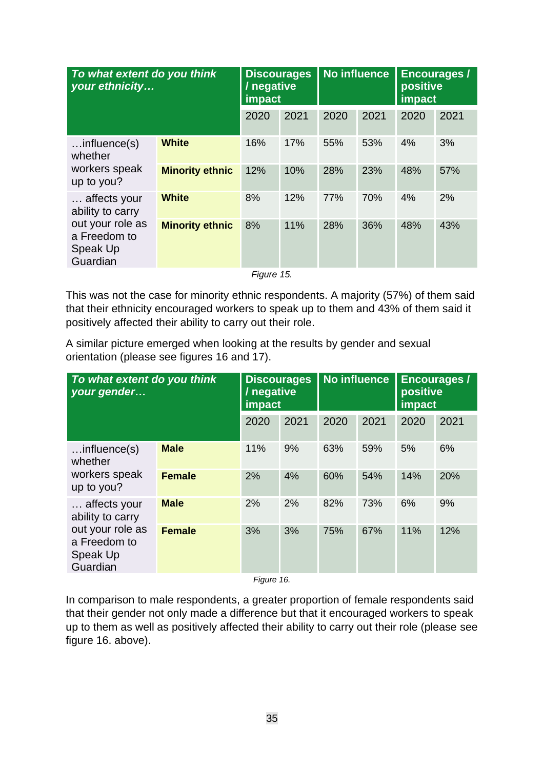| *To what extent do you think your ethnicity…* | | Discourages / negative impact | | No influence | | Encourages / positive impact | |
|---|---|---|---|---|---|---|---|
| | | 2020 | 2021 | 2020 | 2021 | 2020 | 2021 |
| …influence(s) whether workers speak up to you? | **White** | 16% | 17% | 55% | 53% | 4% | 3% |
| | **Minority ethnic** | 12% | 10% | 28% | 23% | 48% | 57% |
| … affects your ability to carry out your role as a Freedom to Speak Up Guardian | **White** | 8% | 12% | 77% | 70% | 4% | 2% |
| | **Minority ethnic** | 8% | 11% | 28% | 36% | 48% | 43% |

*Figure 15.*

This was not the case for minority ethnic respondents. A majority (57%) of them said that their ethnicity encouraged workers to speak up to them and 43% of them said it positively affected their ability to carry out their role.

A similar picture emerged when looking at the results by gender and sexual orientation (please see figures 16 and 17).

| *To what extent do you think your gender…* | | Discourages / negative impact | | No influence | | Encourages / positive impact | |
|---|---|---|---|---|---|---|---|
| | | 2020 | 2021 | 2020 | 2021 | 2020 | 2021 |
| …influence(s) whether workers speak up to you? | **Male** | 11% | 9% | 63% | 59% | 5% | 6% |
| | **Female** | 2% | 4% | 60% | 54% | 14% | 20% |
| … affects your ability to carry out your role as a Freedom to Speak Up Guardian | **Male** | 2% | 2% | 82% | 73% | 6% | 9% |
| | **Female** | 3% | 3% | 75% | 67% | 11% | 12% |

*Figure 16.*

In comparison to male respondents, a greater proportion of female respondents said that their gender not only made a difference but that it encouraged workers to speak up to them as well as positively affected their ability to carry out their role (please see figure 16. above).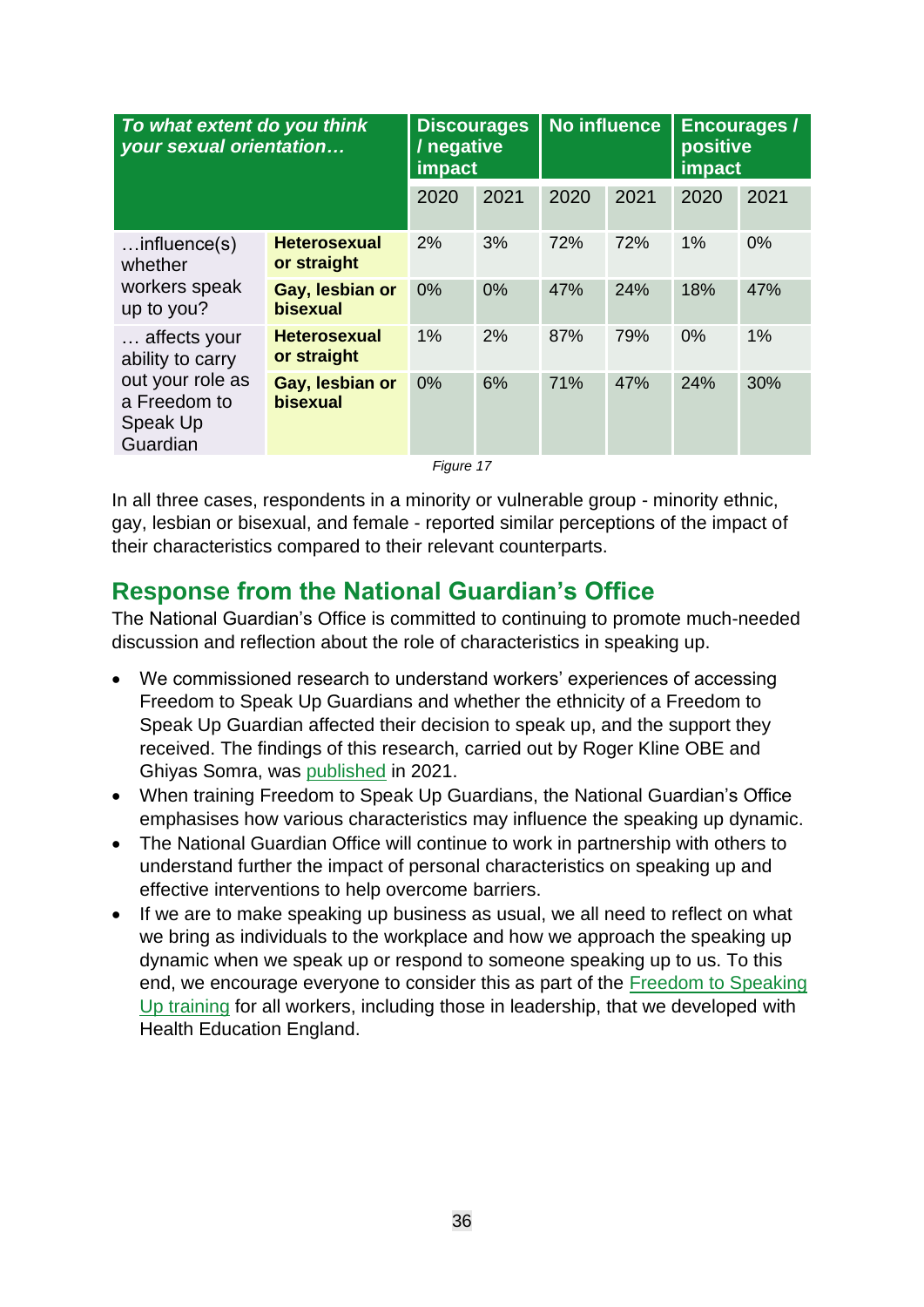| *To what extent do you think your sexual orientation…* | | Discourages / negative impact | | No influence | | Encourages / positive impact | |
|---|---|---|---|---|---|---|---|
| | | 2020 | 2021 | 2020 | 2021 | 2020 | 2021 |
| …influence(s) whether workers speak up to you? | **Heterosexual or straight** | 2% | 3% | 72% | 72% | 1% | 0% |
| | **Gay, lesbian or bisexual** | 0% | 0% | 47% | 24% | 18% | 47% |
| … affects your ability to carry out your role as a Freedom to Speak Up Guardian | **Heterosexual or straight** | 1% | 2% | 87% | 79% | 0% | 1% |
| | **Gay, lesbian or bisexual** | 0% | 6% | 71% | 47% | 24% | 30% |

*Figure 17*

In all three cases, respondents in a minority or vulnerable group - minority ethnic, gay, lesbian or bisexual, and female - reported similar perceptions of the impact of their characteristics compared to their relevant counterparts.

## Response from the National Guardian's Office

The National Guardian's Office is committed to continuing to promote much-needed discussion and reflection about the role of characteristics in speaking up.

- We commissioned research to understand workers' experiences of accessing Freedom to Speak Up Guardians and whether the ethnicity of a Freedom to Speak Up Guardian affected their decision to speak up, and the support they received. The findings of this research, carried out by Roger Kline OBE and Ghiyas Somra, was published in 2021.
- When training Freedom to Speak Up Guardians, the National Guardian's Office emphasises how various characteristics may influence the speaking up dynamic.
- The National Guardian Office will continue to work in partnership with others to understand further the impact of personal characteristics on speaking up and effective interventions to help overcome barriers.
- If we are to make speaking up business as usual, we all need to reflect on what we bring as individuals to the workplace and how we approach the speaking up dynamic when we speak up or respond to someone speaking up to us. To this end, we encourage everyone to consider this as part of the Freedom to Speaking Up training for all workers, including those in leadership, that we developed with Health Education England.